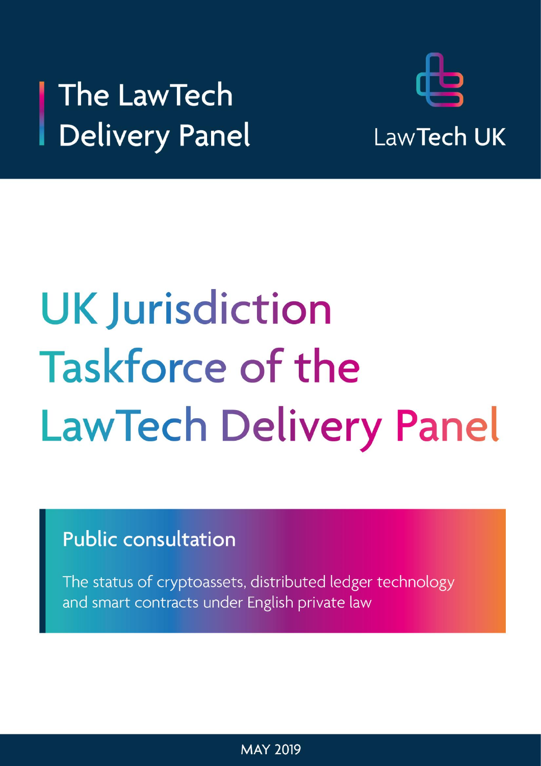The LawTech Delivery Panel

LawTech UK

# UK Jurisdiction Taskforce of the LawTech Delivery Panel

## Public consultation

The status of cryptoassets, distributed ledger technology and smart contracts under English private law

MAY 2019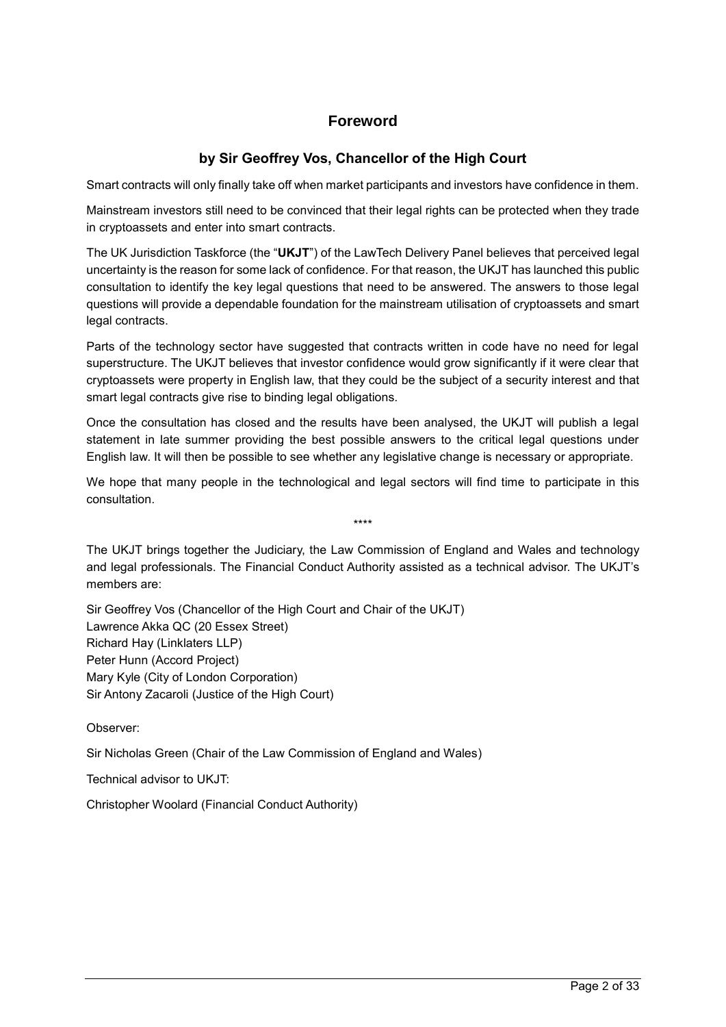# Foreword

## by Sir Geoffrey Vos, Chancellor of the High Court

Smart contracts will only finally take off when market participants and investors have confidence in them.

Mainstream investors still need to be convinced that their legal rights can be protected when they trade in cryptoassets and enter into smart contracts.

The UK Jurisdiction Taskforce (the "**UKJT**") of the LawTech Delivery Panel believes that perceived legal uncertainty is the reason for some lack of confidence. For that reason, the UKJT has launched this public consultation to identify the key legal questions that need to be answered. The answers to those legal questions will provide a dependable foundation for the mainstream utilisation of cryptoassets and smart legal contracts.

Parts of the technology sector have suggested that contracts written in code have no need for legal superstructure. The UKJT believes that investor confidence would grow significantly if it were clear that cryptoassets were property in English law, that they could be the subject of a security interest and that smart legal contracts give rise to binding legal obligations.

Once the consultation has closed and the results have been analysed, the UKJT will publish a legal statement in late summer providing the best possible answers to the critical legal questions under English law. It will then be possible to see whether any legislative change is necessary or appropriate.

We hope that many people in the technological and legal sectors will find time to participate in this consultation.

\*\*\*\*

The UKJT brings together the Judiciary, the Law Commission of England and Wales and technology and legal professionals. The Financial Conduct Authority assisted as a technical advisor. The UKJT's members are:

Sir Geoffrey Vos (Chancellor of the High Court and Chair of the UKJT)
Lawrence Akka QC (20 Essex Street)
Richard Hay (Linklaters LLP)
Peter Hunn (Accord Project)
Mary Kyle (City of London Corporation)
Sir Antony Zacaroli (Justice of the High Court)

Observer:

Sir Nicholas Green (Chair of the Law Commission of England and Wales)

Technical advisor to UKJT:

Christopher Woolard (Financial Conduct Authority)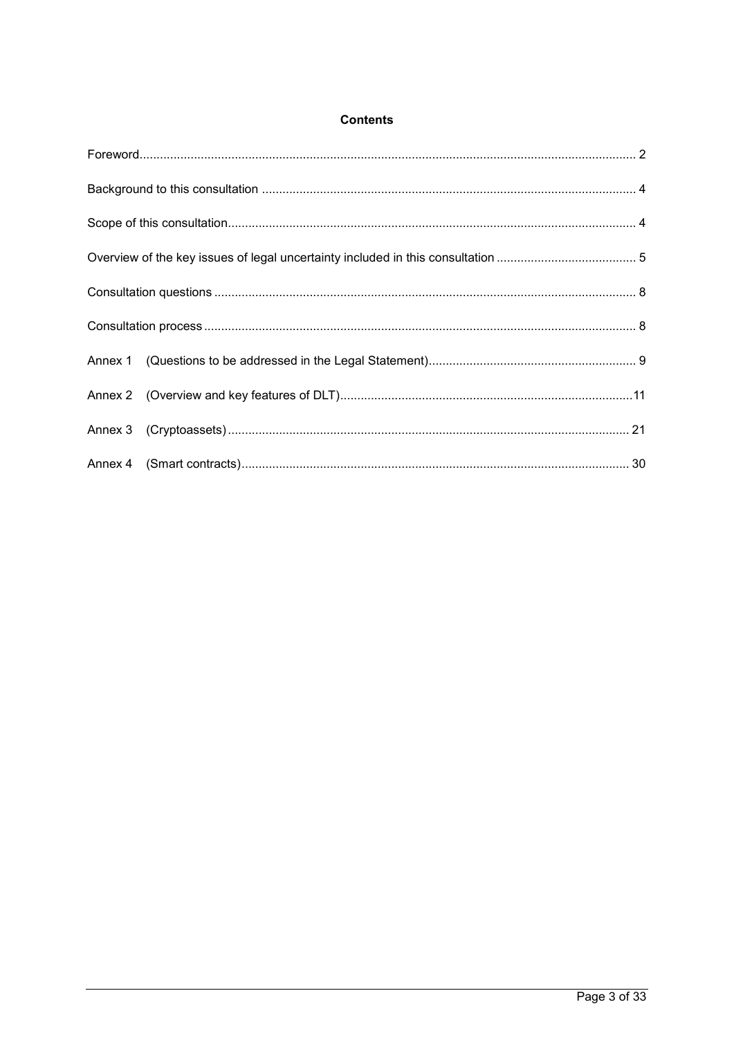**Contents**

Foreword .......... 2

Background to this consultation .......... 4

Scope of this consultation .......... 4

Overview of the key issues of legal uncertainty included in this consultation .......... 5

Consultation questions .......... 8

Consultation process .......... 8

Annex 1 (Questions to be addressed in the Legal Statement) .......... 9

Annex 2 (Overview and key features of DLT) .......... 11

Annex 3 (Cryptoassets) .......... 21

Annex 4 (Smart contracts) .......... 30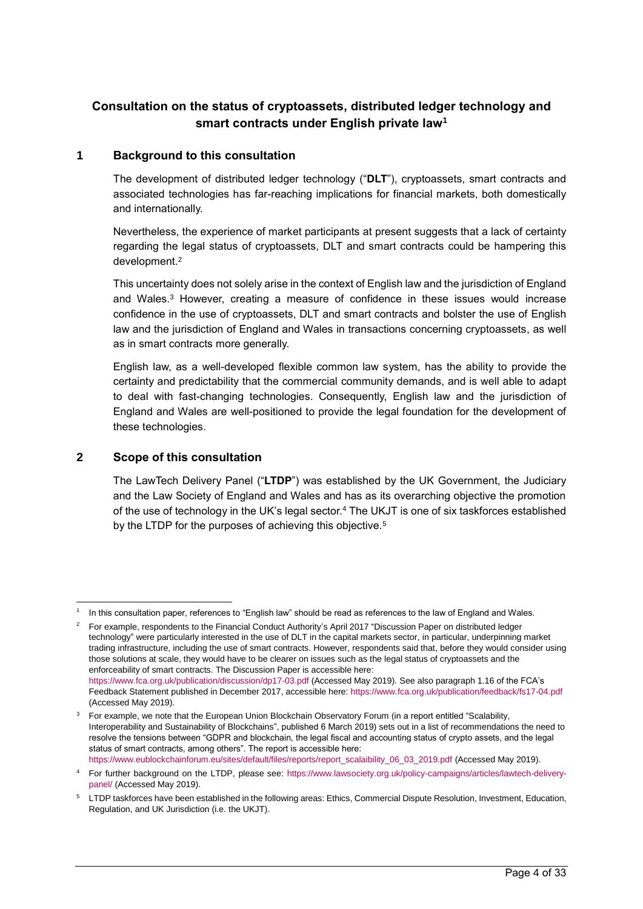## Consultation on the status of cryptoassets, distributed ledger technology and smart contracts under English private law[1]

## 1 Background to this consultation

The development of distributed ledger technology ("**DLT**"), cryptoassets, smart contracts and associated technologies has far-reaching implications for financial markets, both domestically and internationally.

Nevertheless, the experience of market participants at present suggests that a lack of certainty regarding the legal status of cryptoassets, DLT and smart contracts could be hampering this development.[2]

This uncertainty does not solely arise in the context of English law and the jurisdiction of England and Wales.[3] However, creating a measure of confidence in these issues would increase confidence in the use of cryptoassets, DLT and smart contracts and bolster the use of English law and the jurisdiction of England and Wales in transactions concerning cryptoassets, as well as in smart contracts more generally.

English law, as a well-developed flexible common law system, has the ability to provide the certainty and predictability that the commercial community demands, and is well able to adapt to deal with fast-changing technologies. Consequently, English law and the jurisdiction of England and Wales are well-positioned to provide the legal foundation for the development of these technologies.

## 2 Scope of this consultation

The LawTech Delivery Panel ("**LTDP**") was established by the UK Government, the Judiciary and the Law Society of England and Wales and has as its overarching objective the promotion of the use of technology in the UK's legal sector.[4] The UKJT is one of six taskforces established by the LTDP for the purposes of achieving this objective.[5]

---

[1] In this consultation paper, references to "English law" should be read as references to the law of England and Wales.

[2] For example, respondents to the Financial Conduct Authority's April 2017 "Discussion Paper on distributed ledger technology" were particularly interested in the use of DLT in the capital markets sector, in particular, underpinning market trading infrastructure, including the use of smart contracts. However, respondents said that, before they would consider using those solutions at scale, they would have to be clearer on issues such as the legal status of cryptoassets and the enforceability of smart contracts. The Discussion Paper is accessible here: https://www.fca.org.uk/publication/discussion/dp17-03.pdf (Accessed May 2019). See also paragraph 1.16 of the FCA's Feedback Statement published in December 2017, accessible here: https://www.fca.org.uk/publication/feedback/fs17-04.pdf (Accessed May 2019).

[3] For example, we note that the European Union Blockchain Observatory Forum (in a report entitled "Scalability, Interoperability and Sustainability of Blockchains", published 6 March 2019) sets out in a list of recommendations the need to resolve the tensions between "GDPR and blockchain, the legal fiscal and accounting status of crypto assets, and the legal status of smart contracts, among others". The report is accessible here: https://www.eublockchainforum.eu/sites/default/files/reports/report_scalaibility_06_03_2019.pdf (Accessed May 2019).

[4] For further background on the LTDP, please see: https://www.lawsociety.org.uk/policy-campaigns/articles/lawtech-delivery-panel/ (Accessed May 2019).

[5] LTDP taskforces have been established in the following areas: Ethics, Commercial Dispute Resolution, Investment, Education, Regulation, and UK Jurisdiction (i.e. the UKJT).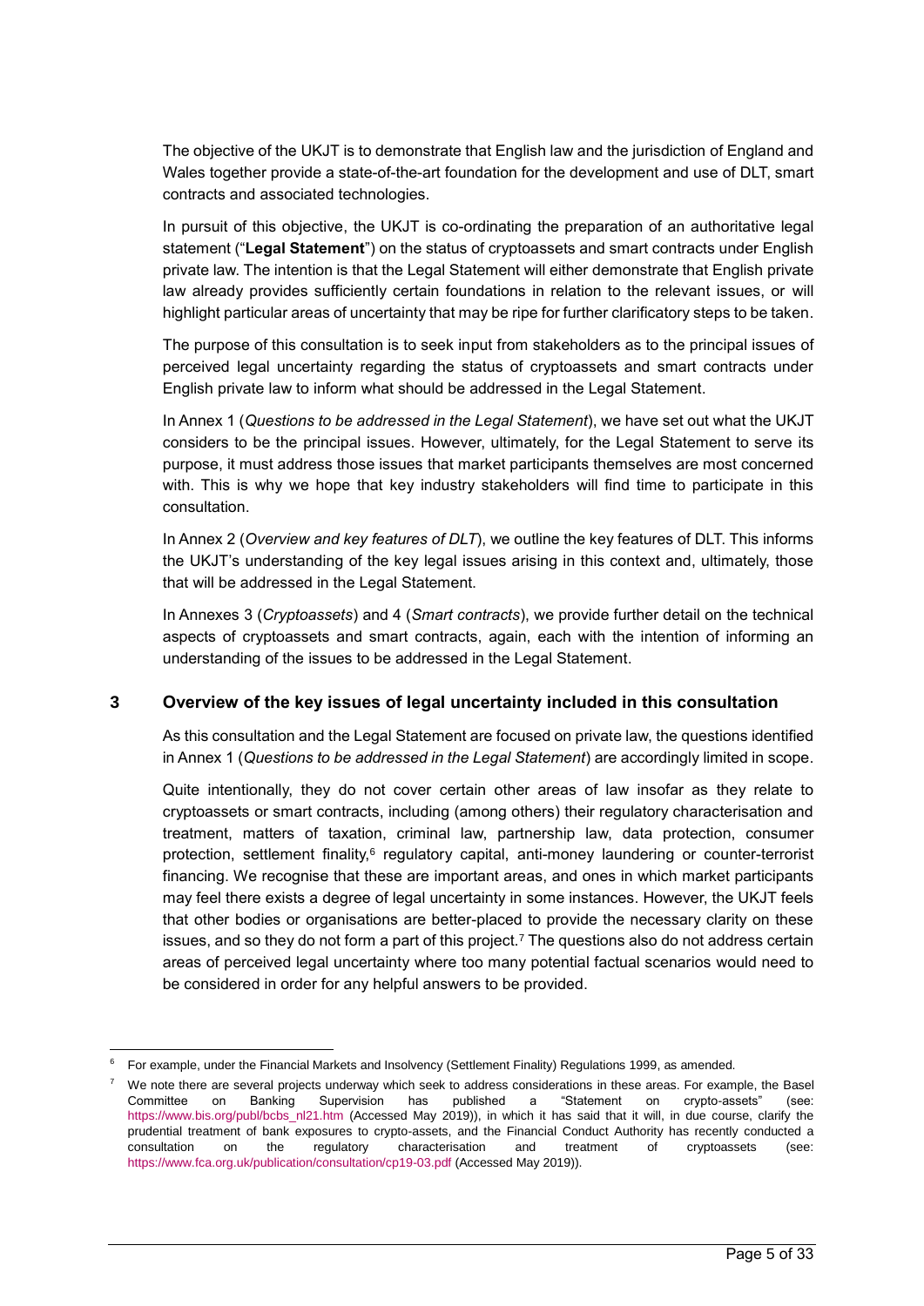The objective of the UKJT is to demonstrate that English law and the jurisdiction of England and Wales together provide a state-of-the-art foundation for the development and use of DLT, smart contracts and associated technologies.

In pursuit of this objective, the UKJT is co-ordinating the preparation of an authoritative legal statement ("**Legal Statement**") on the status of cryptoassets and smart contracts under English private law. The intention is that the Legal Statement will either demonstrate that English private law already provides sufficiently certain foundations in relation to the relevant issues, or will highlight particular areas of uncertainty that may be ripe for further clarificatory steps to be taken.

The purpose of this consultation is to seek input from stakeholders as to the principal issues of perceived legal uncertainty regarding the status of cryptoassets and smart contracts under English private law to inform what should be addressed in the Legal Statement.

In Annex 1 (*Questions to be addressed in the Legal Statement*), we have set out what the UKJT considers to be the principal issues. However, ultimately, for the Legal Statement to serve its purpose, it must address those issues that market participants themselves are most concerned with. This is why we hope that key industry stakeholders will find time to participate in this consultation.

In Annex 2 (*Overview and key features of DLT*), we outline the key features of DLT. This informs the UKJT's understanding of the key legal issues arising in this context and, ultimately, those that will be addressed in the Legal Statement.

In Annexes 3 (*Cryptoassets*) and 4 (*Smart contracts*), we provide further detail on the technical aspects of cryptoassets and smart contracts, again, each with the intention of informing an understanding of the issues to be addressed in the Legal Statement.

## 3 Overview of the key issues of legal uncertainty included in this consultation

As this consultation and the Legal Statement are focused on private law, the questions identified in Annex 1 (*Questions to be addressed in the Legal Statement*) are accordingly limited in scope.

Quite intentionally, they do not cover certain other areas of law insofar as they relate to cryptoassets or smart contracts, including (among others) their regulatory characterisation and treatment, matters of taxation, criminal law, partnership law, data protection, consumer protection, settlement finality,[6] regulatory capital, anti-money laundering or counter-terrorist financing. We recognise that these are important areas, and ones in which market participants may feel there exists a degree of legal uncertainty in some instances. However, the UKJT feels that other bodies or organisations are better-placed to provide the necessary clarity on these issues, and so they do not form a part of this project.[7] The questions also do not address certain areas of perceived legal uncertainty where too many potential factual scenarios would need to be considered in order for any helpful answers to be provided.

---

[6] For example, under the Financial Markets and Insolvency (Settlement Finality) Regulations 1999, as amended.

[7] We note there are several projects underway which seek to address considerations in these areas. For example, the Basel Committee on Banking Supervision has published a "Statement on crypto-assets" (see: https://www.bis.org/publ/bcbs_nl21.htm (Accessed May 2019)), in which it has said that it will, in due course, clarify the prudential treatment of bank exposures to crypto-assets, and the Financial Conduct Authority has recently conducted a consultation on the regulatory characterisation and treatment of cryptoassets (see: https://www.fca.org.uk/publication/consultation/cp19-03.pdf (Accessed May 2019)).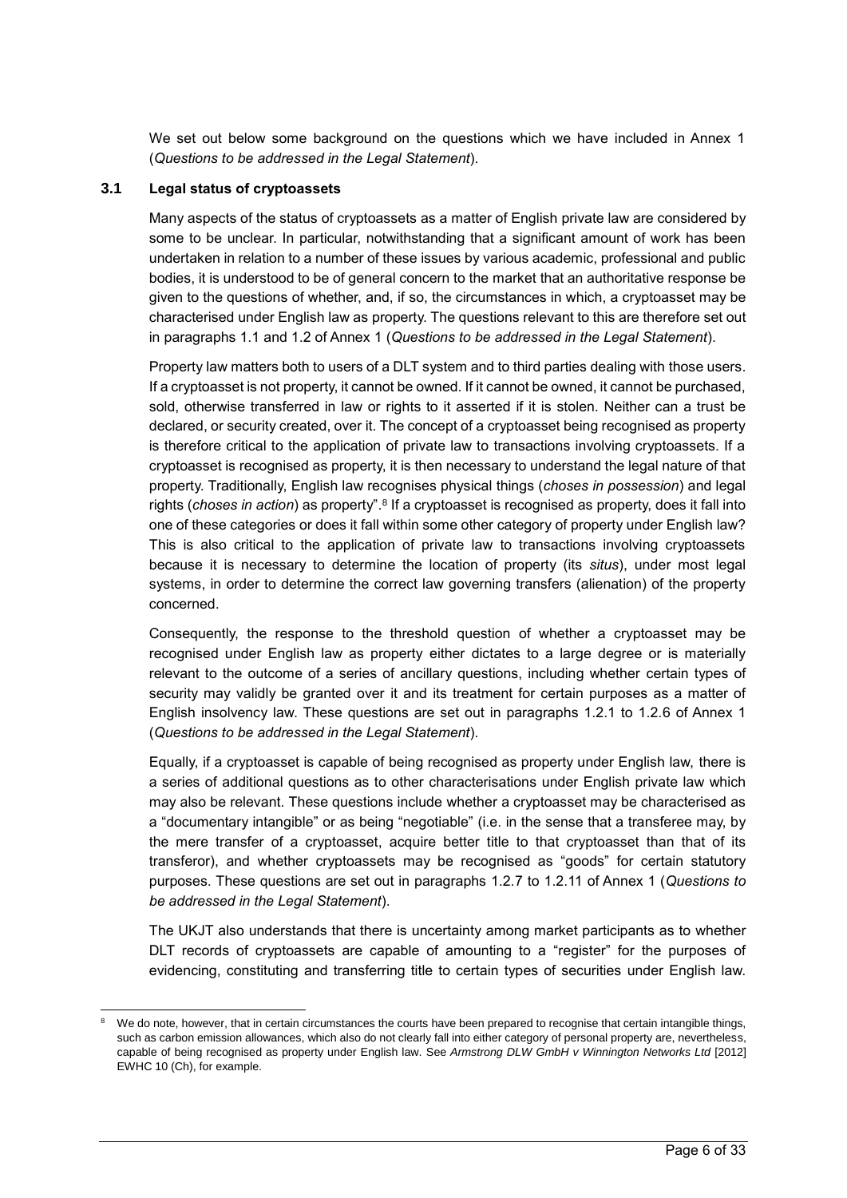We set out below some background on the questions which we have included in Annex 1 (*Questions to be addressed in the Legal Statement*).

### 3.1 Legal status of cryptoassets

Many aspects of the status of cryptoassets as a matter of English private law are considered by some to be unclear. In particular, notwithstanding that a significant amount of work has been undertaken in relation to a number of these issues by various academic, professional and public bodies, it is understood to be of general concern to the market that an authoritative response be given to the questions of whether, and, if so, the circumstances in which, a cryptoasset may be characterised under English law as property. The questions relevant to this are therefore set out in paragraphs 1.1 and 1.2 of Annex 1 (*Questions to be addressed in the Legal Statement*).

Property law matters both to users of a DLT system and to third parties dealing with those users. If a cryptoasset is not property, it cannot be owned. If it cannot be owned, it cannot be purchased, sold, otherwise transferred in law or rights to it asserted if it is stolen. Neither can a trust be declared, or security created, over it. The concept of a cryptoasset being recognised as property is therefore critical to the application of private law to transactions involving cryptoassets. If a cryptoasset is recognised as property, it is then necessary to understand the legal nature of that property. Traditionally, English law recognises physical things (*choses in possession*) and legal rights (*choses in action*) as property".[8] If a cryptoasset is recognised as property, does it fall into one of these categories or does it fall within some other category of property under English law? This is also critical to the application of private law to transactions involving cryptoassets because it is necessary to determine the location of property (its *situs*), under most legal systems, in order to determine the correct law governing transfers (alienation) of the property concerned.

Consequently, the response to the threshold question of whether a cryptoasset may be recognised under English law as property either dictates to a large degree or is materially relevant to the outcome of a series of ancillary questions, including whether certain types of security may validly be granted over it and its treatment for certain purposes as a matter of English insolvency law. These questions are set out in paragraphs 1.2.1 to 1.2.6 of Annex 1 (*Questions to be addressed in the Legal Statement*).

Equally, if a cryptoasset is capable of being recognised as property under English law, there is a series of additional questions as to other characterisations under English private law which may also be relevant. These questions include whether a cryptoasset may be characterised as a "documentary intangible" or as being "negotiable" (i.e. in the sense that a transferee may, by the mere transfer of a cryptoasset, acquire better title to that cryptoasset than that of its transferor), and whether cryptoassets may be recognised as "goods" for certain statutory purposes. These questions are set out in paragraphs 1.2.7 to 1.2.11 of Annex 1 (*Questions to be addressed in the Legal Statement*).

The UKJT also understands that there is uncertainty among market participants as to whether DLT records of cryptoassets are capable of amounting to a "register" for the purposes of evidencing, constituting and transferring title to certain types of securities under English law.

---

[8] We do note, however, that in certain circumstances the courts have been prepared to recognise that certain intangible things, such as carbon emission allowances, which also do not clearly fall into either category of personal property are, nevertheless, capable of being recognised as property under English law. See *Armstrong DLW GmbH v Winnington Networks Ltd* [2012] EWHC 10 (Ch), for example.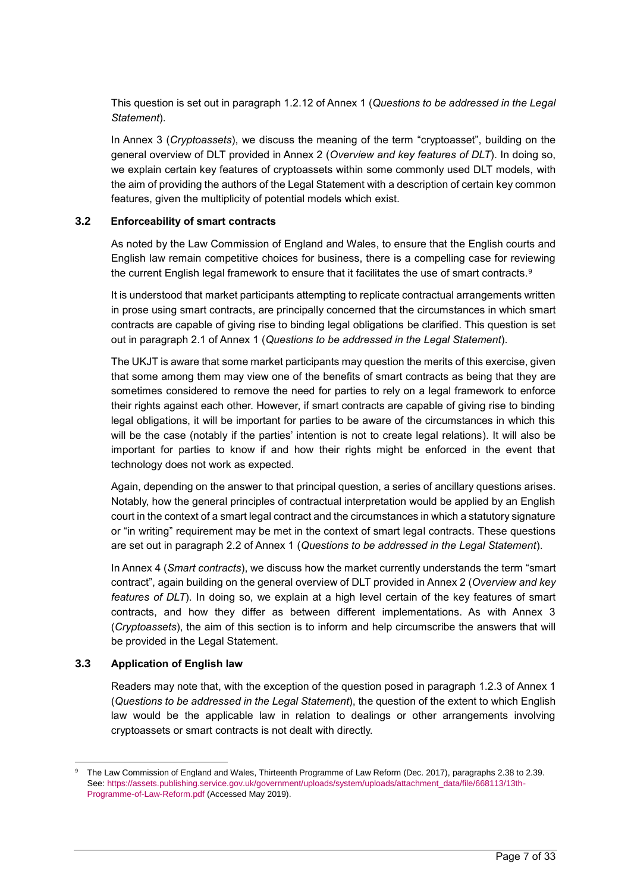This question is set out in paragraph 1.2.12 of Annex 1 (*Questions to be addressed in the Legal Statement*).

In Annex 3 (*Cryptoassets*), we discuss the meaning of the term "cryptoasset", building on the general overview of DLT provided in Annex 2 (*Overview and key features of DLT*). In doing so, we explain certain key features of cryptoassets within some commonly used DLT models, with the aim of providing the authors of the Legal Statement with a description of certain key common features, given the multiplicity of potential models which exist.

### 3.2 Enforceability of smart contracts

As noted by the Law Commission of England and Wales, to ensure that the English courts and English law remain competitive choices for business, there is a compelling case for reviewing the current English legal framework to ensure that it facilitates the use of smart contracts.[9]

It is understood that market participants attempting to replicate contractual arrangements written in prose using smart contracts, are principally concerned that the circumstances in which smart contracts are capable of giving rise to binding legal obligations be clarified. This question is set out in paragraph 2.1 of Annex 1 (*Questions to be addressed in the Legal Statement*).

The UKJT is aware that some market participants may question the merits of this exercise, given that some among them may view one of the benefits of smart contracts as being that they are sometimes considered to remove the need for parties to rely on a legal framework to enforce their rights against each other. However, if smart contracts are capable of giving rise to binding legal obligations, it will be important for parties to be aware of the circumstances in which this will be the case (notably if the parties' intention is not to create legal relations). It will also be important for parties to know if and how their rights might be enforced in the event that technology does not work as expected.

Again, depending on the answer to that principal question, a series of ancillary questions arises. Notably, how the general principles of contractual interpretation would be applied by an English court in the context of a smart legal contract and the circumstances in which a statutory signature or "in writing" requirement may be met in the context of smart legal contracts. These questions are set out in paragraph 2.2 of Annex 1 (*Questions to be addressed in the Legal Statement*).

In Annex 4 (*Smart contracts*), we discuss how the market currently understands the term "smart contract", again building on the general overview of DLT provided in Annex 2 (*Overview and key features of DLT*). In doing so, we explain at a high level certain of the key features of smart contracts, and how they differ as between different implementations. As with Annex 3 (*Cryptoassets*), the aim of this section is to inform and help circumscribe the answers that will be provided in the Legal Statement.

### 3.3 Application of English law

Readers may note that, with the exception of the question posed in paragraph 1.2.3 of Annex 1 (*Questions to be addressed in the Legal Statement*), the question of the extent to which English law would be the applicable law in relation to dealings or other arrangements involving cryptoassets or smart contracts is not dealt with directly.

---

[9] The Law Commission of England and Wales, Thirteenth Programme of Law Reform (Dec. 2017), paragraphs 2.38 to 2.39. See: https://assets.publishing.service.gov.uk/government/uploads/system/uploads/attachment_data/file/668113/13th-Programme-of-Law-Reform.pdf (Accessed May 2019).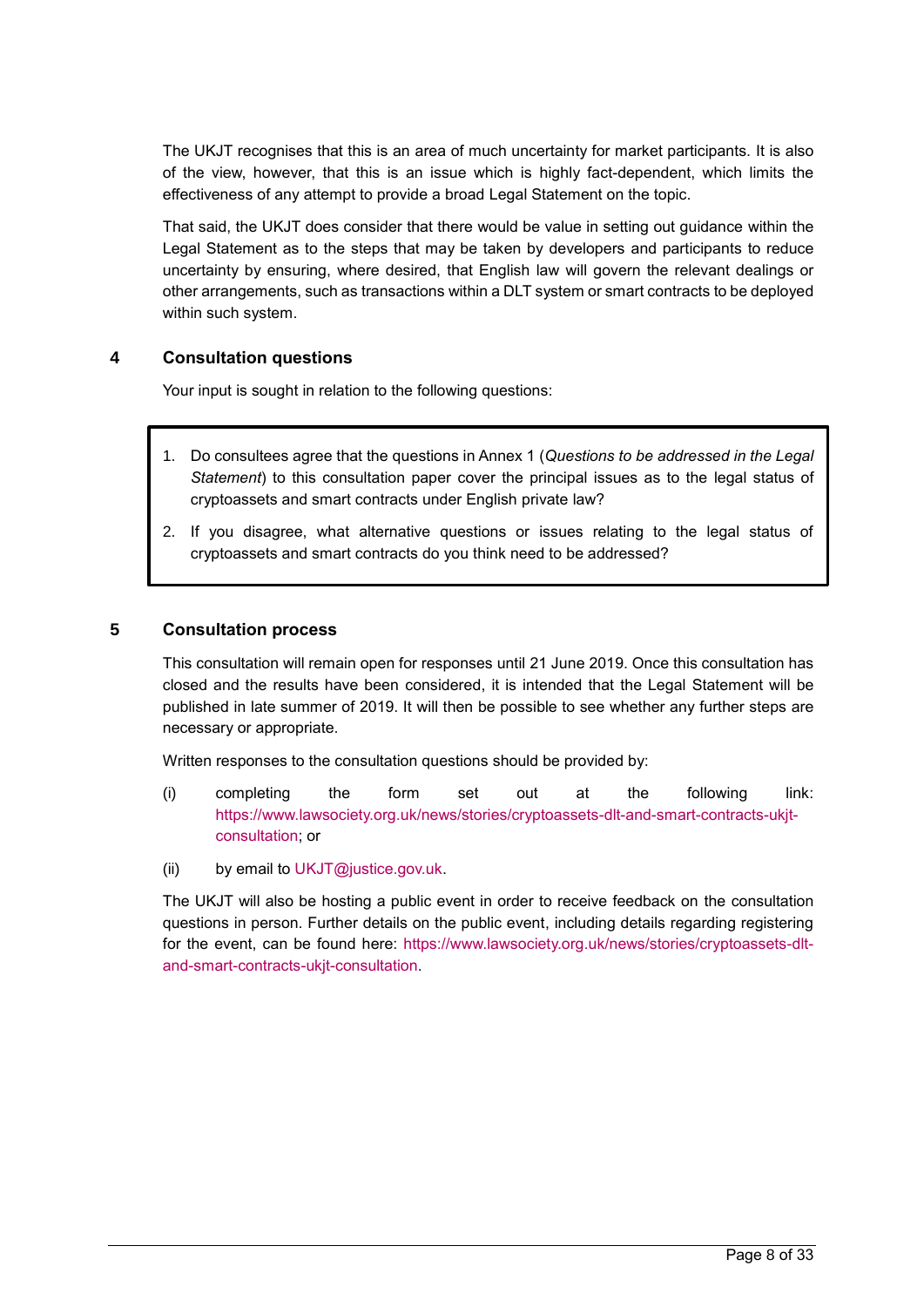The UKJT recognises that this is an area of much uncertainty for market participants. It is also of the view, however, that this is an issue which is highly fact-dependent, which limits the effectiveness of any attempt to provide a broad Legal Statement on the topic.

That said, the UKJT does consider that there would be value in setting out guidance within the Legal Statement as to the steps that may be taken by developers and participants to reduce uncertainty by ensuring, where desired, that English law will govern the relevant dealings or other arrangements, such as transactions within a DLT system or smart contracts to be deployed within such system.

## 4 Consultation questions

Your input is sought in relation to the following questions:

> 1. Do consultees agree that the questions in Annex 1 (*Questions to be addressed in the Legal Statement*) to this consultation paper cover the principal issues as to the legal status of cryptoassets and smart contracts under English private law?
> 2. If you disagree, what alternative questions or issues relating to the legal status of cryptoassets and smart contracts do you think need to be addressed?

## 5 Consultation process

This consultation will remain open for responses until 21 June 2019. Once this consultation has closed and the results have been considered, it is intended that the Legal Statement will be published in late summer of 2019. It will then be possible to see whether any further steps are necessary or appropriate.

Written responses to the consultation questions should be provided by:

(i) completing the form set out at the following link: https://www.lawsociety.org.uk/news/stories/cryptoassets-dlt-and-smart-contracts-ukjt-consultation; or

(ii) by email to UKJT@justice.gov.uk.

The UKJT will also be hosting a public event in order to receive feedback on the consultation questions in person. Further details on the public event, including details regarding registering for the event, can be found here: https://www.lawsociety.org.uk/news/stories/cryptoassets-dlt-and-smart-contracts-ukjt-consultation.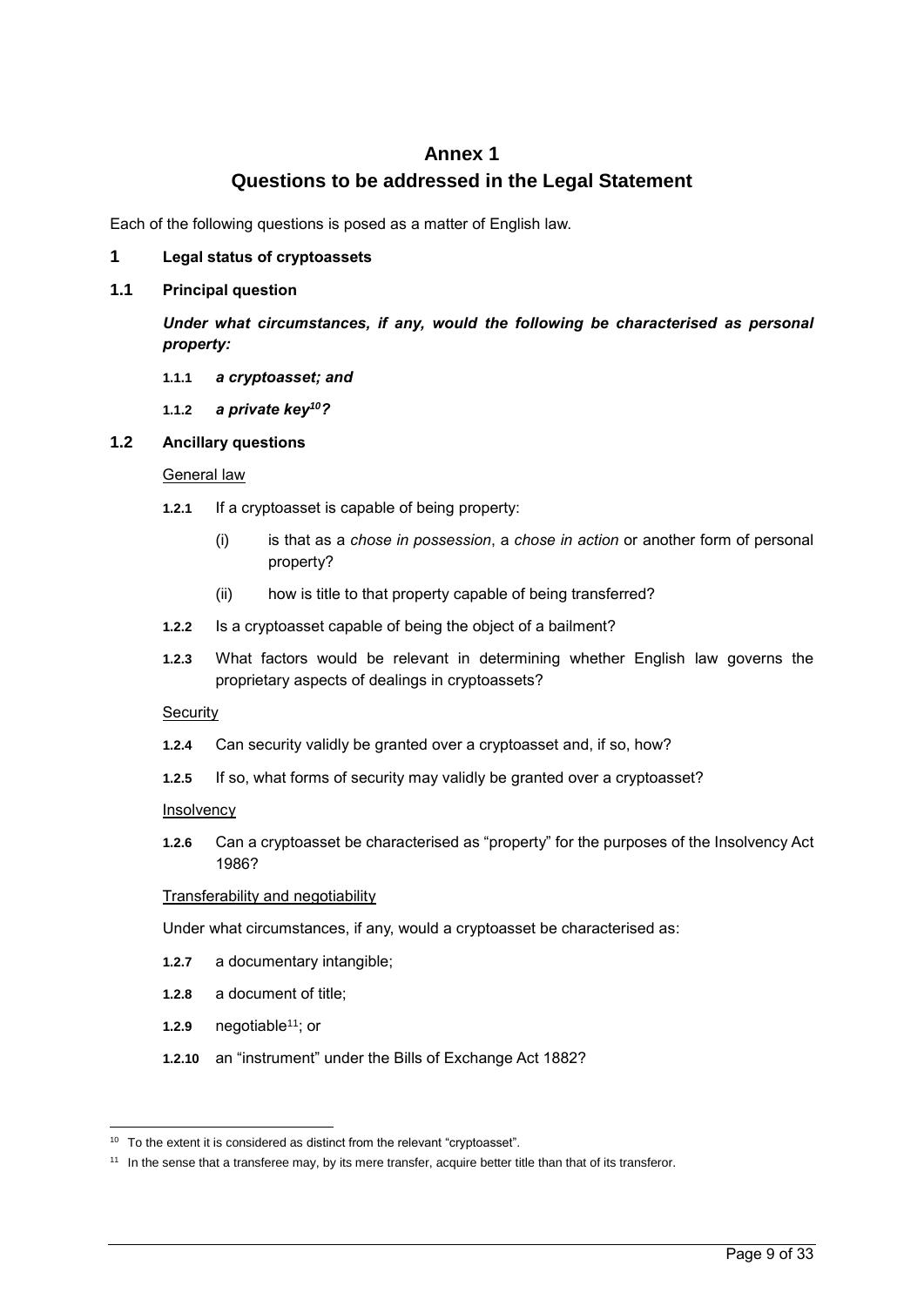# Annex 1

## Questions to be addressed in the Legal Statement

Each of the following questions is posed as a matter of English law.

### 1 Legal status of cryptoassets

#### 1.1 Principal question

***Under what circumstances, if any, would the following be characterised as personal property:***

**1.1.1** ***a cryptoasset; and***

**1.1.2** ***a private key[10]?***

#### 1.2 Ancillary questions

General law

**1.2.1** If a cryptoasset is capable of being property:

(i) is that as a *chose in possession*, a *chose in action* or another form of personal property?

(ii) how is title to that property capable of being transferred?

**1.2.2** Is a cryptoasset capable of being the object of a bailment?

**1.2.3** What factors would be relevant in determining whether English law governs the proprietary aspects of dealings in cryptoassets?

Security

**1.2.4** Can security validly be granted over a cryptoasset and, if so, how?

**1.2.5** If so, what forms of security may validly be granted over a cryptoasset?

Insolvency

**1.2.6** Can a cryptoasset be characterised as "property" for the purposes of the Insolvency Act 1986?

Transferability and negotiability

Under what circumstances, if any, would a cryptoasset be characterised as:

**1.2.7** a documentary intangible;

**1.2.8** a document of title;

**1.2.9** negotiable[11]; or

**1.2.10** an "instrument" under the Bills of Exchange Act 1882?

---

[10] To the extent it is considered as distinct from the relevant "cryptoasset".

[11] In the sense that a transferee may, by its mere transfer, acquire better title than that of its transferor.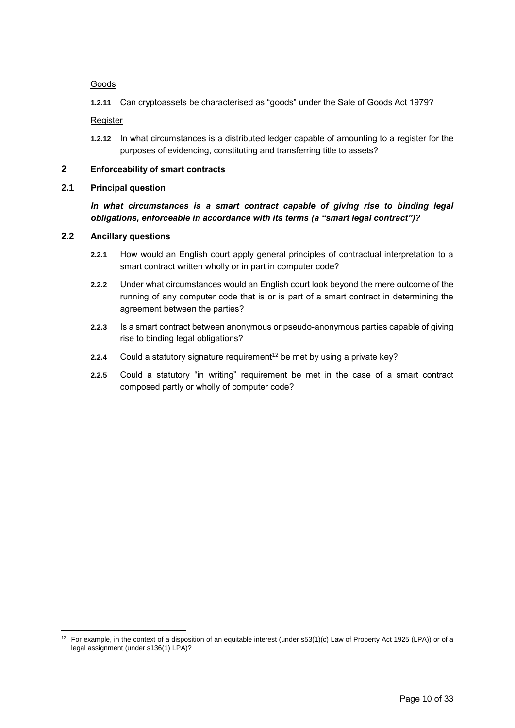Goods

**1.2.11** Can cryptoassets be characterised as "goods" under the Sale of Goods Act 1979?

Register

**1.2.12** In what circumstances is a distributed ledger capable of amounting to a register for the purposes of evidencing, constituting and transferring title to assets?

## 2 Enforceability of smart contracts

### 2.1 Principal question

***In what circumstances is a smart contract capable of giving rise to binding legal obligations, enforceable in accordance with its terms (a "smart legal contract")?***

### 2.2 Ancillary questions

**2.2.1** How would an English court apply general principles of contractual interpretation to a smart contract written wholly or in part in computer code?

**2.2.2** Under what circumstances would an English court look beyond the mere outcome of the running of any computer code that is or is part of a smart contract in determining the agreement between the parties?

**2.2.3** Is a smart contract between anonymous or pseudo-anonymous parties capable of giving rise to binding legal obligations?

**2.2.4** Could a statutory signature requirement[12] be met by using a private key?

**2.2.5** Could a statutory "in writing" requirement be met in the case of a smart contract composed partly or wholly of computer code?

[12] For example, in the context of a disposition of an equitable interest (under s53(1)(c) Law of Property Act 1925 (LPA)) or of a legal assignment (under s136(1) LPA)?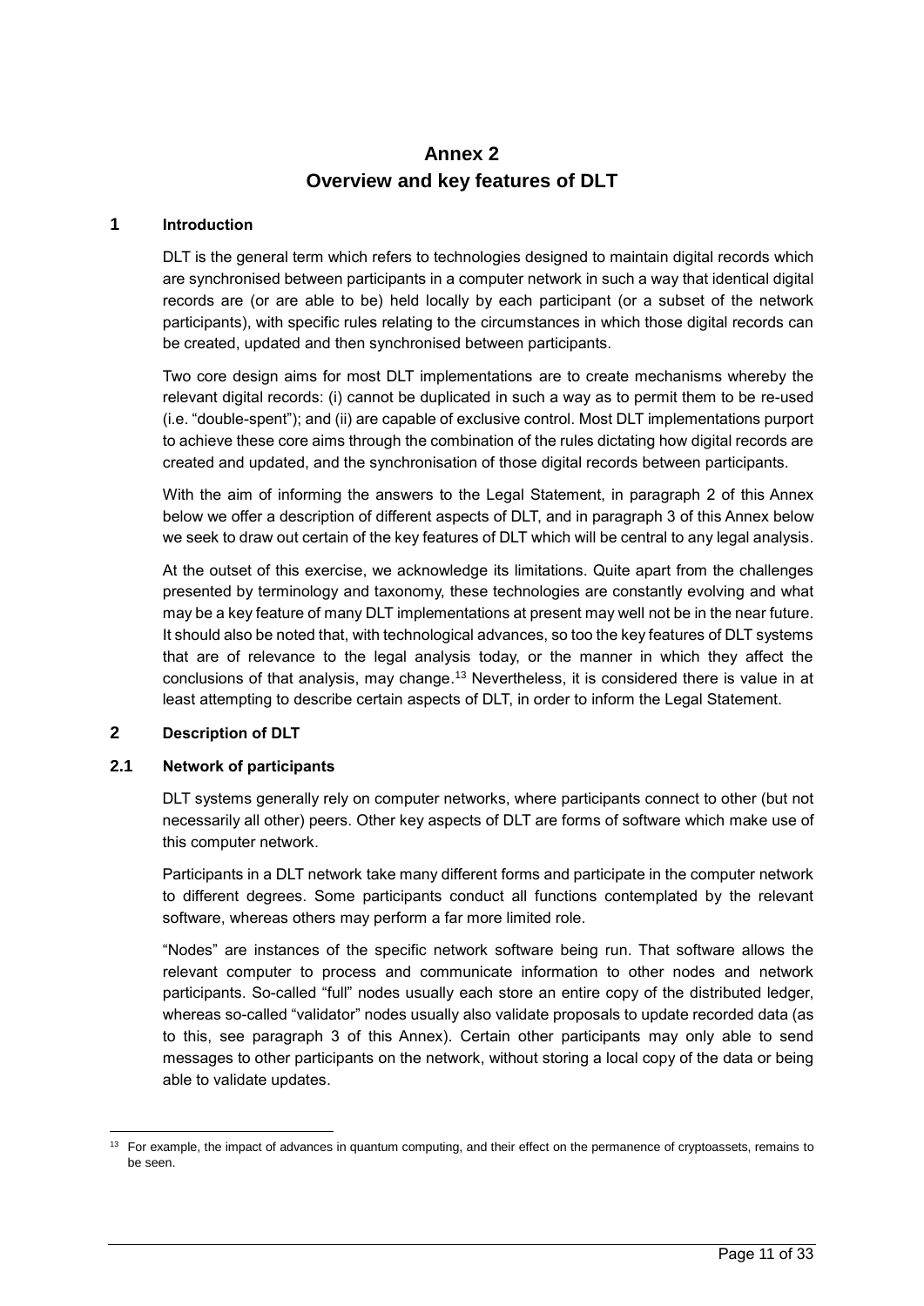# Annex 2
# Overview and key features of DLT

## 1 Introduction

DLT is the general term which refers to technologies designed to maintain digital records which are synchronised between participants in a computer network in such a way that identical digital records are (or are able to be) held locally by each participant (or a subset of the network participants), with specific rules relating to the circumstances in which those digital records can be created, updated and then synchronised between participants.

Two core design aims for most DLT implementations are to create mechanisms whereby the relevant digital records: (i) cannot be duplicated in such a way as to permit them to be re-used (i.e. "double-spent"); and (ii) are capable of exclusive control. Most DLT implementations purport to achieve these core aims through the combination of the rules dictating how digital records are created and updated, and the synchronisation of those digital records between participants.

With the aim of informing the answers to the Legal Statement, in paragraph 2 of this Annex below we offer a description of different aspects of DLT, and in paragraph 3 of this Annex below we seek to draw out certain of the key features of DLT which will be central to any legal analysis.

At the outset of this exercise, we acknowledge its limitations. Quite apart from the challenges presented by terminology and taxonomy, these technologies are constantly evolving and what may be a key feature of many DLT implementations at present may well not be in the near future. It should also be noted that, with technological advances, so too the key features of DLT systems that are of relevance to the legal analysis today, or the manner in which they affect the conclusions of that analysis, may change.[13] Nevertheless, it is considered there is value in at least attempting to describe certain aspects of DLT, in order to inform the Legal Statement.

## 2 Description of DLT

### 2.1 Network of participants

DLT systems generally rely on computer networks, where participants connect to other (but not necessarily all other) peers. Other key aspects of DLT are forms of software which make use of this computer network.

Participants in a DLT network take many different forms and participate in the computer network to different degrees. Some participants conduct all functions contemplated by the relevant software, whereas others may perform a far more limited role.

"Nodes" are instances of the specific network software being run. That software allows the relevant computer to process and communicate information to other nodes and network participants. So-called "full" nodes usually each store an entire copy of the distributed ledger, whereas so-called "validator" nodes usually also validate proposals to update recorded data (as to this, see paragraph 3 of this Annex). Certain other participants may only able to send messages to other participants on the network, without storing a local copy of the data or being able to validate updates.

---

[13] For example, the impact of advances in quantum computing, and their effect on the permanence of cryptoassets, remains to be seen.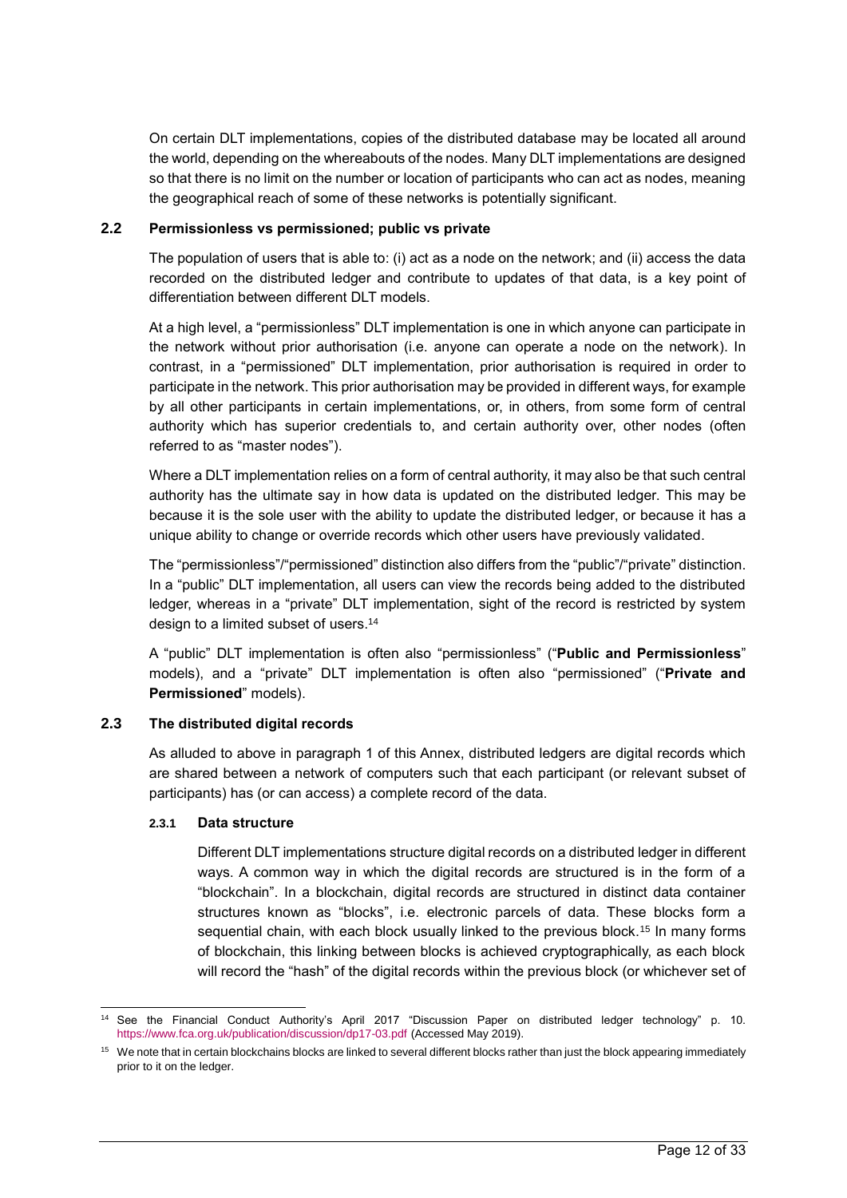On certain DLT implementations, copies of the distributed database may be located all around the world, depending on the whereabouts of the nodes. Many DLT implementations are designed so that there is no limit on the number or location of participants who can act as nodes, meaning the geographical reach of some of these networks is potentially significant.

### 2.2 Permissionless vs permissioned; public vs private

The population of users that is able to: (i) act as a node on the network; and (ii) access the data recorded on the distributed ledger and contribute to updates of that data, is a key point of differentiation between different DLT models.

At a high level, a "permissionless" DLT implementation is one in which anyone can participate in the network without prior authorisation (i.e. anyone can operate a node on the network). In contrast, in a "permissioned" DLT implementation, prior authorisation is required in order to participate in the network. This prior authorisation may be provided in different ways, for example by all other participants in certain implementations, or, in others, from some form of central authority which has superior credentials to, and certain authority over, other nodes (often referred to as "master nodes").

Where a DLT implementation relies on a form of central authority, it may also be that such central authority has the ultimate say in how data is updated on the distributed ledger. This may be because it is the sole user with the ability to update the distributed ledger, or because it has a unique ability to change or override records which other users have previously validated.

The "permissionless"/"permissioned" distinction also differs from the "public"/"private" distinction. In a "public" DLT implementation, all users can view the records being added to the distributed ledger, whereas in a "private" DLT implementation, sight of the record is restricted by system design to a limited subset of users.[14]

A "public" DLT implementation is often also "permissionless" ("**Public and Permissionless**" models), and a "private" DLT implementation is often also "permissioned" ("**Private and Permissioned**" models).

### 2.3 The distributed digital records

As alluded to above in paragraph 1 of this Annex, distributed ledgers are digital records which are shared between a network of computers such that each participant (or relevant subset of participants) has (or can access) a complete record of the data.

#### 2.3.1 Data structure

Different DLT implementations structure digital records on a distributed ledger in different ways. A common way in which the digital records are structured is in the form of a "blockchain". In a blockchain, digital records are structured in distinct data container structures known as "blocks", i.e. electronic parcels of data. These blocks form a sequential chain, with each block usually linked to the previous block.[15] In many forms of blockchain, this linking between blocks is achieved cryptographically, as each block will record the "hash" of the digital records within the previous block (or whichever set of

---

[14] See the Financial Conduct Authority's April 2017 "Discussion Paper on distributed ledger technology" p. 10. https://www.fca.org.uk/publication/discussion/dp17-03.pdf (Accessed May 2019).

[15] We note that in certain blockchains blocks are linked to several different blocks rather than just the block appearing immediately prior to it on the ledger.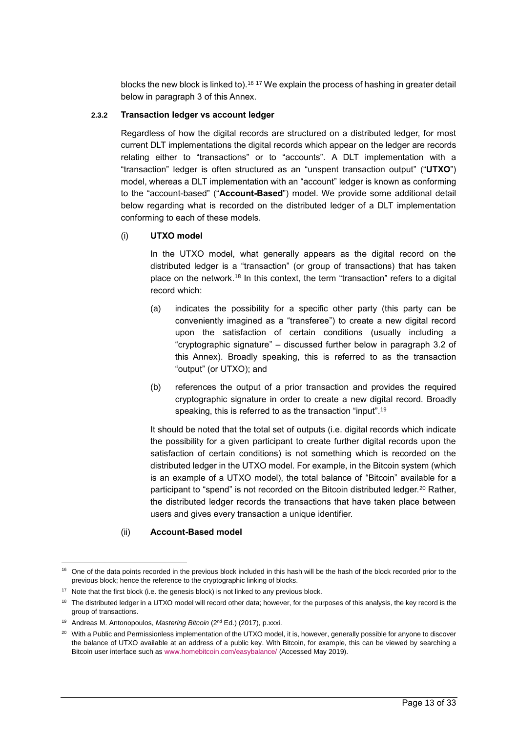blocks the new block is linked to).[16] [17] We explain the process of hashing in greater detail below in paragraph 3 of this Annex.

#### 2.3.2 Transaction ledger vs account ledger

Regardless of how the digital records are structured on a distributed ledger, for most current DLT implementations the digital records which appear on the ledger are records relating either to "transactions" or to "accounts". A DLT implementation with a "transaction" ledger is often structured as an "unspent transaction output" ("**UTXO**") model, whereas a DLT implementation with an "account" ledger is known as conforming to the "account-based" ("**Account-Based**") model. We provide some additional detail below regarding what is recorded on the distributed ledger of a DLT implementation conforming to each of these models.

(i) **UTXO model**

In the UTXO model, what generally appears as the digital record on the distributed ledger is a "transaction" (or group of transactions) that has taken place on the network.[18] In this context, the term "transaction" refers to a digital record which:

(a) indicates the possibility for a specific other party (this party can be conveniently imagined as a "transferee") to create a new digital record upon the satisfaction of certain conditions (usually including a "cryptographic signature" – discussed further below in paragraph 3.2 of this Annex). Broadly speaking, this is referred to as the transaction "output" (or UTXO); and

(b) references the output of a prior transaction and provides the required cryptographic signature in order to create a new digital record. Broadly speaking, this is referred to as the transaction "input".[19]

It should be noted that the total set of outputs (i.e. digital records which indicate the possibility for a given participant to create further digital records upon the satisfaction of certain conditions) is not something which is recorded on the distributed ledger in the UTXO model. For example, in the Bitcoin system (which is an example of a UTXO model), the total balance of "Bitcoin" available for a participant to "spend" is not recorded on the Bitcoin distributed ledger.[20] Rather, the distributed ledger records the transactions that have taken place between users and gives every transaction a unique identifier.

(ii) **Account-Based model**

---

[16] One of the data points recorded in the previous block included in this hash will be the hash of the block recorded prior to the previous block; hence the reference to the cryptographic linking of blocks.

[17] Note that the first block (i.e. the genesis block) is not linked to any previous block.

[18] The distributed ledger in a UTXO model will record other data; however, for the purposes of this analysis, the key record is the group of transactions.

[19] Andreas M. Antonopoulos, *Mastering Bitcoin* (2nd Ed.) (2017), p.xxxi.

[20] With a Public and Permissionless implementation of the UTXO model, it is, however, generally possible for anyone to discover the balance of UTXO available at an address of a public key. With Bitcoin, for example, this can be viewed by searching a Bitcoin user interface such as www.homebitcoin.com/easybalance/ (Accessed May 2019).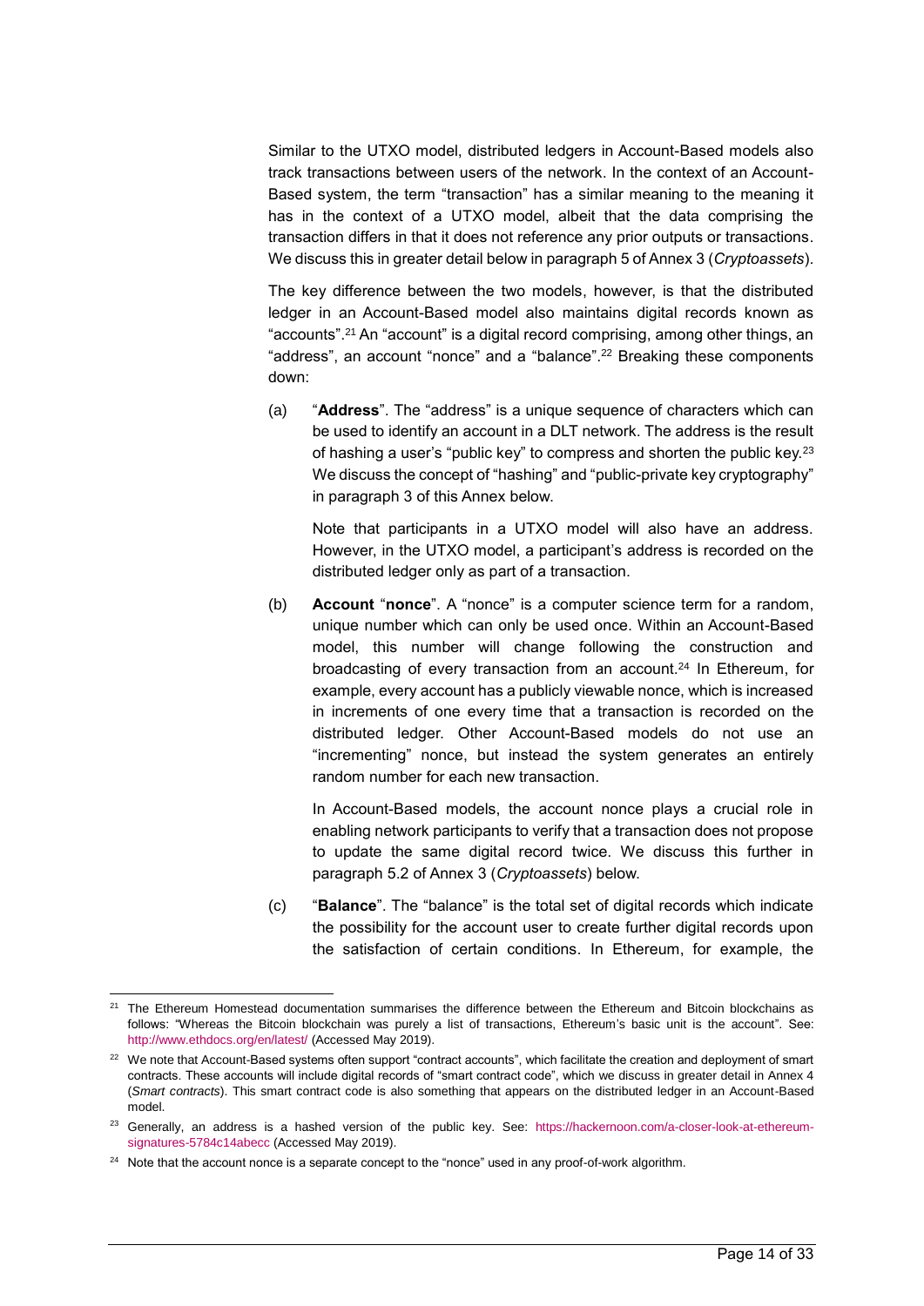Similar to the UTXO model, distributed ledgers in Account-Based models also track transactions between users of the network. In the context of an Account-Based system, the term "transaction" has a similar meaning to the meaning it has in the context of a UTXO model, albeit that the data comprising the transaction differs in that it does not reference any prior outputs or transactions. We discuss this in greater detail below in paragraph 5 of Annex 3 (*Cryptoassets*).

The key difference between the two models, however, is that the distributed ledger in an Account-Based model also maintains digital records known as "accounts".[21] An "account" is a digital record comprising, among other things, an "address", an account "nonce" and a "balance".[22] Breaking these components down:

(a) "**Address**". The "address" is a unique sequence of characters which can be used to identify an account in a DLT network. The address is the result of hashing a user's "public key" to compress and shorten the public key.[23] We discuss the concept of "hashing" and "public-private key cryptography" in paragraph 3 of this Annex below.

Note that participants in a UTXO model will also have an address. However, in the UTXO model, a participant's address is recorded on the distributed ledger only as part of a transaction.

(b) **Account** "**nonce**". A "nonce" is a computer science term for a random, unique number which can only be used once. Within an Account-Based model, this number will change following the construction and broadcasting of every transaction from an account.[24] In Ethereum, for example, every account has a publicly viewable nonce, which is increased in increments of one every time that a transaction is recorded on the distributed ledger. Other Account-Based models do not use an "incrementing" nonce, but instead the system generates an entirely random number for each new transaction.

In Account-Based models, the account nonce plays a crucial role in enabling network participants to verify that a transaction does not propose to update the same digital record twice. We discuss this further in paragraph 5.2 of Annex 3 (*Cryptoassets*) below.

(c) "**Balance**". The "balance" is the total set of digital records which indicate the possibility for the account user to create further digital records upon the satisfaction of certain conditions. In Ethereum, for example, the

---

[21] The Ethereum Homestead documentation summarises the difference between the Ethereum and Bitcoin blockchains as follows: "Whereas the Bitcoin blockchain was purely a list of transactions, Ethereum's basic unit is the account". See: http://www.ethdocs.org/en/latest/ (Accessed May 2019).

[22] We note that Account-Based systems often support "contract accounts", which facilitate the creation and deployment of smart contracts. These accounts will include digital records of "smart contract code", which we discuss in greater detail in Annex 4 (*Smart contracts*). This smart contract code is also something that appears on the distributed ledger in an Account-Based model.

[23] Generally, an address is a hashed version of the public key. See: https://hackernoon.com/a-closer-look-at-ethereum-signatures-5784c14abecc (Accessed May 2019).

[24] Note that the account nonce is a separate concept to the "nonce" used in any proof-of-work algorithm.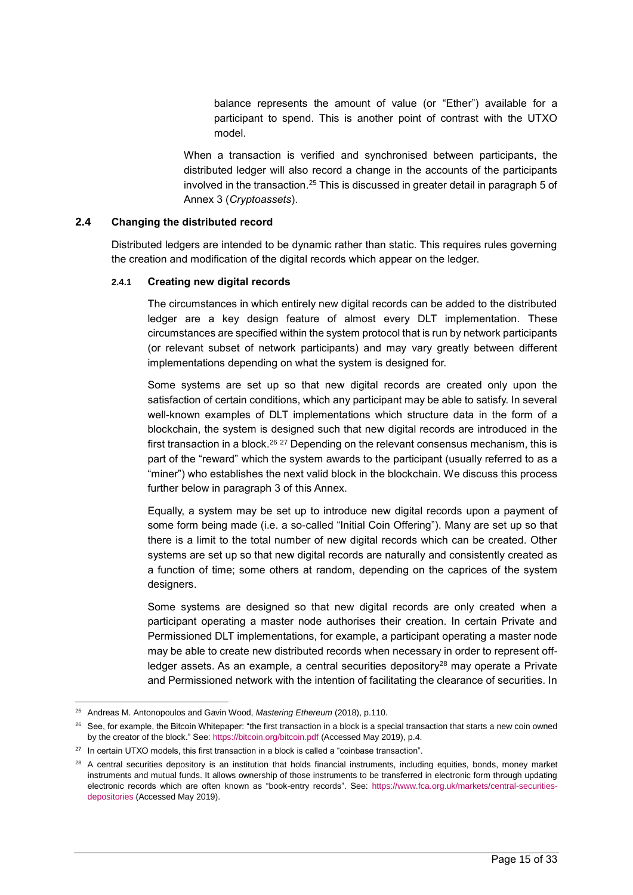balance represents the amount of value (or "Ether") available for a participant to spend. This is another point of contrast with the UTXO model.

When a transaction is verified and synchronised between participants, the distributed ledger will also record a change in the accounts of the participants involved in the transaction.[25] This is discussed in greater detail in paragraph 5 of Annex 3 (*Cryptoassets*).

## 2.4 Changing the distributed record

Distributed ledgers are intended to be dynamic rather than static. This requires rules governing the creation and modification of the digital records which appear on the ledger.

### 2.4.1 Creating new digital records

The circumstances in which entirely new digital records can be added to the distributed ledger are a key design feature of almost every DLT implementation. These circumstances are specified within the system protocol that is run by network participants (or relevant subset of network participants) and may vary greatly between different implementations depending on what the system is designed for.

Some systems are set up so that new digital records are created only upon the satisfaction of certain conditions, which any participant may be able to satisfy. In several well-known examples of DLT implementations which structure data in the form of a blockchain, the system is designed such that new digital records are introduced in the first transaction in a block.[26] [27] Depending on the relevant consensus mechanism, this is part of the "reward" which the system awards to the participant (usually referred to as a "miner") who establishes the next valid block in the blockchain. We discuss this process further below in paragraph 3 of this Annex.

Equally, a system may be set up to introduce new digital records upon a payment of some form being made (i.e. a so-called "Initial Coin Offering"). Many are set up so that there is a limit to the total number of new digital records which can be created. Other systems are set up so that new digital records are naturally and consistently created as a function of time; some others at random, depending on the caprices of the system designers.

Some systems are designed so that new digital records are only created when a participant operating a master node authorises their creation. In certain Private and Permissioned DLT implementations, for example, a participant operating a master node may be able to create new distributed records when necessary in order to represent off-ledger assets. As an example, a central securities depository[28] may operate a Private and Permissioned network with the intention of facilitating the clearance of securities. In

---

[25] Andreas M. Antonopoulos and Gavin Wood, *Mastering Ethereum* (2018), p.110.

[26] See, for example, the Bitcoin Whitepaper: "the first transaction in a block is a special transaction that starts a new coin owned by the creator of the block." See: https://bitcoin.org/bitcoin.pdf (Accessed May 2019), p.4.

[27] In certain UTXO models, this first transaction in a block is called a "coinbase transaction".

[28] A central securities depository is an institution that holds financial instruments, including equities, bonds, money market instruments and mutual funds. It allows ownership of those instruments to be transferred in electronic form through updating electronic records which are often known as "book-entry records". See: https://www.fca.org.uk/markets/central-securities-depositories (Accessed May 2019).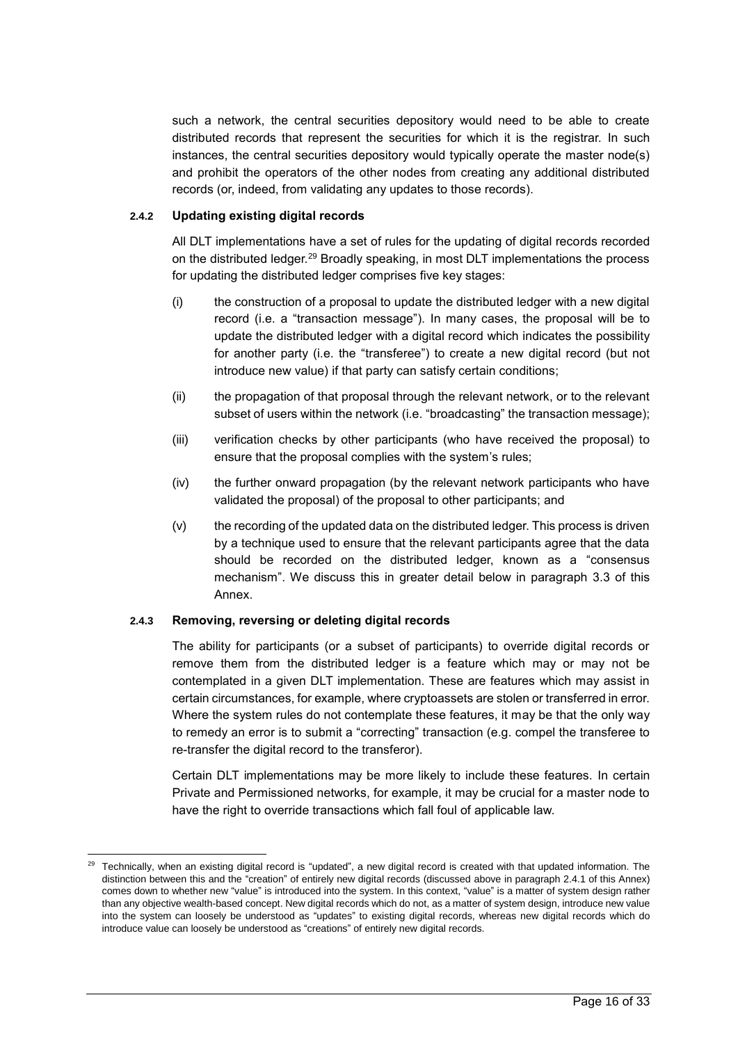such a network, the central securities depository would need to be able to create distributed records that represent the securities for which it is the registrar. In such instances, the central securities depository would typically operate the master node(s) and prohibit the operators of the other nodes from creating any additional distributed records (or, indeed, from validating any updates to those records).

#### 2.4.2 Updating existing digital records

All DLT implementations have a set of rules for the updating of digital records recorded on the distributed ledger.[29] Broadly speaking, in most DLT implementations the process for updating the distributed ledger comprises five key stages:

(i) the construction of a proposal to update the distributed ledger with a new digital record (i.e. a "transaction message"). In many cases, the proposal will be to update the distributed ledger with a digital record which indicates the possibility for another party (i.e. the "transferee") to create a new digital record (but not introduce new value) if that party can satisfy certain conditions;

(ii) the propagation of that proposal through the relevant network, or to the relevant subset of users within the network (i.e. "broadcasting" the transaction message);

(iii) verification checks by other participants (who have received the proposal) to ensure that the proposal complies with the system's rules;

(iv) the further onward propagation (by the relevant network participants who have validated the proposal) of the proposal to other participants; and

(v) the recording of the updated data on the distributed ledger. This process is driven by a technique used to ensure that the relevant participants agree that the data should be recorded on the distributed ledger, known as a "consensus mechanism". We discuss this in greater detail below in paragraph 3.3 of this Annex.

#### 2.4.3 Removing, reversing or deleting digital records

The ability for participants (or a subset of participants) to override digital records or remove them from the distributed ledger is a feature which may or may not be contemplated in a given DLT implementation. These are features which may assist in certain circumstances, for example, where cryptoassets are stolen or transferred in error. Where the system rules do not contemplate these features, it may be that the only way to remedy an error is to submit a "correcting" transaction (e.g. compel the transferee to re-transfer the digital record to the transferor).

Certain DLT implementations may be more likely to include these features. In certain Private and Permissioned networks, for example, it may be crucial for a master node to have the right to override transactions which fall foul of applicable law.

---

[29] Technically, when an existing digital record is "updated", a new digital record is created with that updated information. The distinction between this and the "creation" of entirely new digital records (discussed above in paragraph 2.4.1 of this Annex) comes down to whether new "value" is introduced into the system. In this context, "value" is a matter of system design rather than any objective wealth-based concept. New digital records which do not, as a matter of system design, introduce new value into the system can loosely be understood as "updates" to existing digital records, whereas new digital records which do introduce value can loosely be understood as "creations" of entirely new digital records.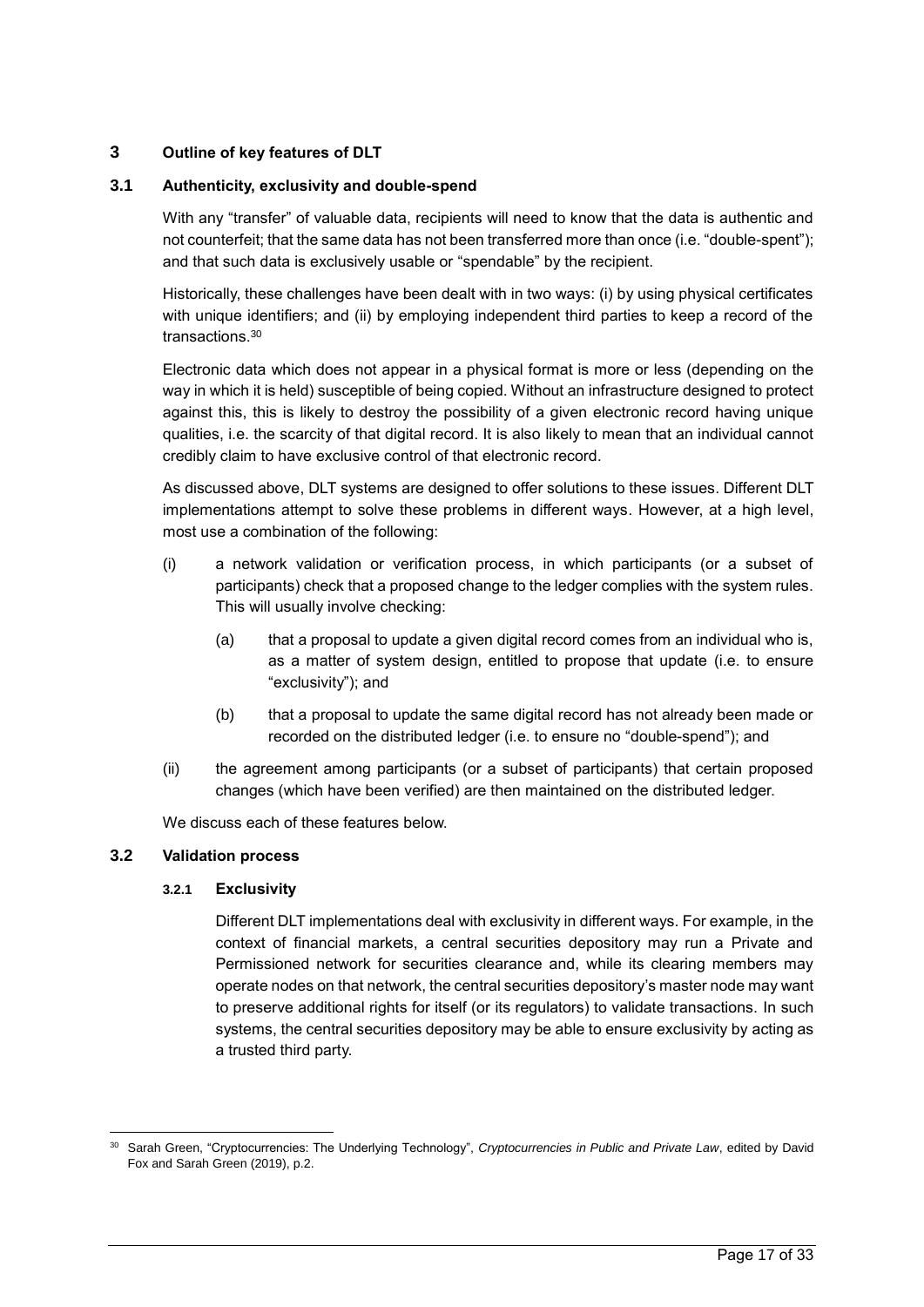## 3 Outline of key features of DLT

### 3.1 Authenticity, exclusivity and double-spend

With any "transfer" of valuable data, recipients will need to know that the data is authentic and not counterfeit; that the same data has not been transferred more than once (i.e. "double-spent"); and that such data is exclusively usable or "spendable" by the recipient.

Historically, these challenges have been dealt with in two ways: (i) by using physical certificates with unique identifiers; and (ii) by employing independent third parties to keep a record of the transactions.[30]

Electronic data which does not appear in a physical format is more or less (depending on the way in which it is held) susceptible of being copied. Without an infrastructure designed to protect against this, this is likely to destroy the possibility of a given electronic record having unique qualities, i.e. the scarcity of that digital record. It is also likely to mean that an individual cannot credibly claim to have exclusive control of that electronic record.

As discussed above, DLT systems are designed to offer solutions to these issues. Different DLT implementations attempt to solve these problems in different ways. However, at a high level, most use a combination of the following:

(i) a network validation or verification process, in which participants (or a subset of participants) check that a proposed change to the ledger complies with the system rules. This will usually involve checking:

  (a) that a proposal to update a given digital record comes from an individual who is, as a matter of system design, entitled to propose that update (i.e. to ensure "exclusivity"); and

  (b) that a proposal to update the same digital record has not already been made or recorded on the distributed ledger (i.e. to ensure no "double-spend"); and

(ii) the agreement among participants (or a subset of participants) that certain proposed changes (which have been verified) are then maintained on the distributed ledger.

We discuss each of these features below.

### 3.2 Validation process

#### 3.2.1 Exclusivity

Different DLT implementations deal with exclusivity in different ways. For example, in the context of financial markets, a central securities depository may run a Private and Permissioned network for securities clearance and, while its clearing members may operate nodes on that network, the central securities depository's master node may want to preserve additional rights for itself (or its regulators) to validate transactions. In such systems, the central securities depository may be able to ensure exclusivity by acting as a trusted third party.

---

[30] Sarah Green, "Cryptocurrencies: The Underlying Technology", *Cryptocurrencies in Public and Private Law*, edited by David Fox and Sarah Green (2019), p.2.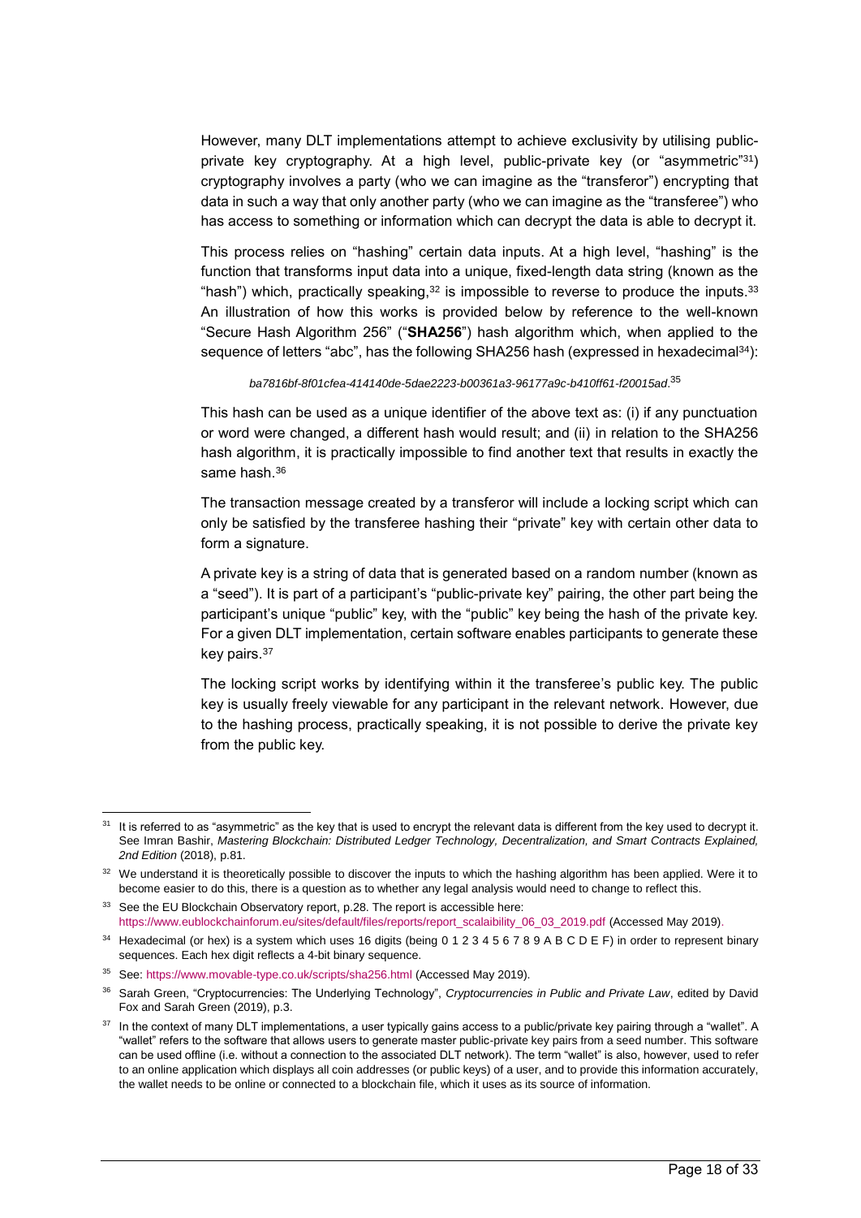However, many DLT implementations attempt to achieve exclusivity by utilising public-private key cryptography. At a high level, public-private key (or "asymmetric"[31]) cryptography involves a party (who we can imagine as the "transferor") encrypting that data in such a way that only another party (who we can imagine as the "transferee") who has access to something or information which can decrypt the data is able to decrypt it.

This process relies on "hashing" certain data inputs. At a high level, "hashing" is the function that transforms input data into a unique, fixed-length data string (known as the "hash") which, practically speaking,[32] is impossible to reverse to produce the inputs.[33] An illustration of how this works is provided below by reference to the well-known "Secure Hash Algorithm 256" ("**SHA256**") hash algorithm which, when applied to the sequence of letters "abc", has the following SHA256 hash (expressed in hexadecimal[34]):

*ba7816bf-8f01cfea-414140de-5dae2223-b00361a3-96177a9c-b410ff61-f20015ad*.[35]

This hash can be used as a unique identifier of the above text as: (i) if any punctuation or word were changed, a different hash would result; and (ii) in relation to the SHA256 hash algorithm, it is practically impossible to find another text that results in exactly the same hash.[36]

The transaction message created by a transferor will include a locking script which can only be satisfied by the transferee hashing their "private" key with certain other data to form a signature.

A private key is a string of data that is generated based on a random number (known as a "seed"). It is part of a participant's "public-private key" pairing, the other part being the participant's unique "public" key, with the "public" key being the hash of the private key. For a given DLT implementation, certain software enables participants to generate these key pairs.[37]

The locking script works by identifying within it the transferee's public key. The public key is usually freely viewable for any participant in the relevant network. However, due to the hashing process, practically speaking, it is not possible to derive the private key from the public key.

---

[31] It is referred to as "asymmetric" as the key that is used to encrypt the relevant data is different from the key used to decrypt it. See Imran Bashir, *Mastering Blockchain: Distributed Ledger Technology, Decentralization, and Smart Contracts Explained, 2nd Edition* (2018), p.81.

[32] We understand it is theoretically possible to discover the inputs to which the hashing algorithm has been applied. Were it to become easier to do this, there is a question as to whether any legal analysis would need to change to reflect this.

[33] See the EU Blockchain Observatory report, p.28. The report is accessible here: https://www.eublockchainforum.eu/sites/default/files/reports/report_scalaibility_06_03_2019.pdf (Accessed May 2019).

[34] Hexadecimal (or hex) is a system which uses 16 digits (being 0 1 2 3 4 5 6 7 8 9 A B C D E F) in order to represent binary sequences. Each hex digit reflects a 4-bit binary sequence.

[35] See: https://www.movable-type.co.uk/scripts/sha256.html (Accessed May 2019).

[36] Sarah Green, "Cryptocurrencies: The Underlying Technology", *Cryptocurrencies in Public and Private Law*, edited by David Fox and Sarah Green (2019), p.3.

[37] In the context of many DLT implementations, a user typically gains access to a public/private key pairing through a "wallet". A "wallet" refers to the software that allows users to generate master public-private key pairs from a seed number. This software can be used offline (i.e. without a connection to the associated DLT network). The term "wallet" is also, however, used to refer to an online application which displays all coin addresses (or public keys) of a user, and to provide this information accurately, the wallet needs to be online or connected to a blockchain file, which it uses as its source of information.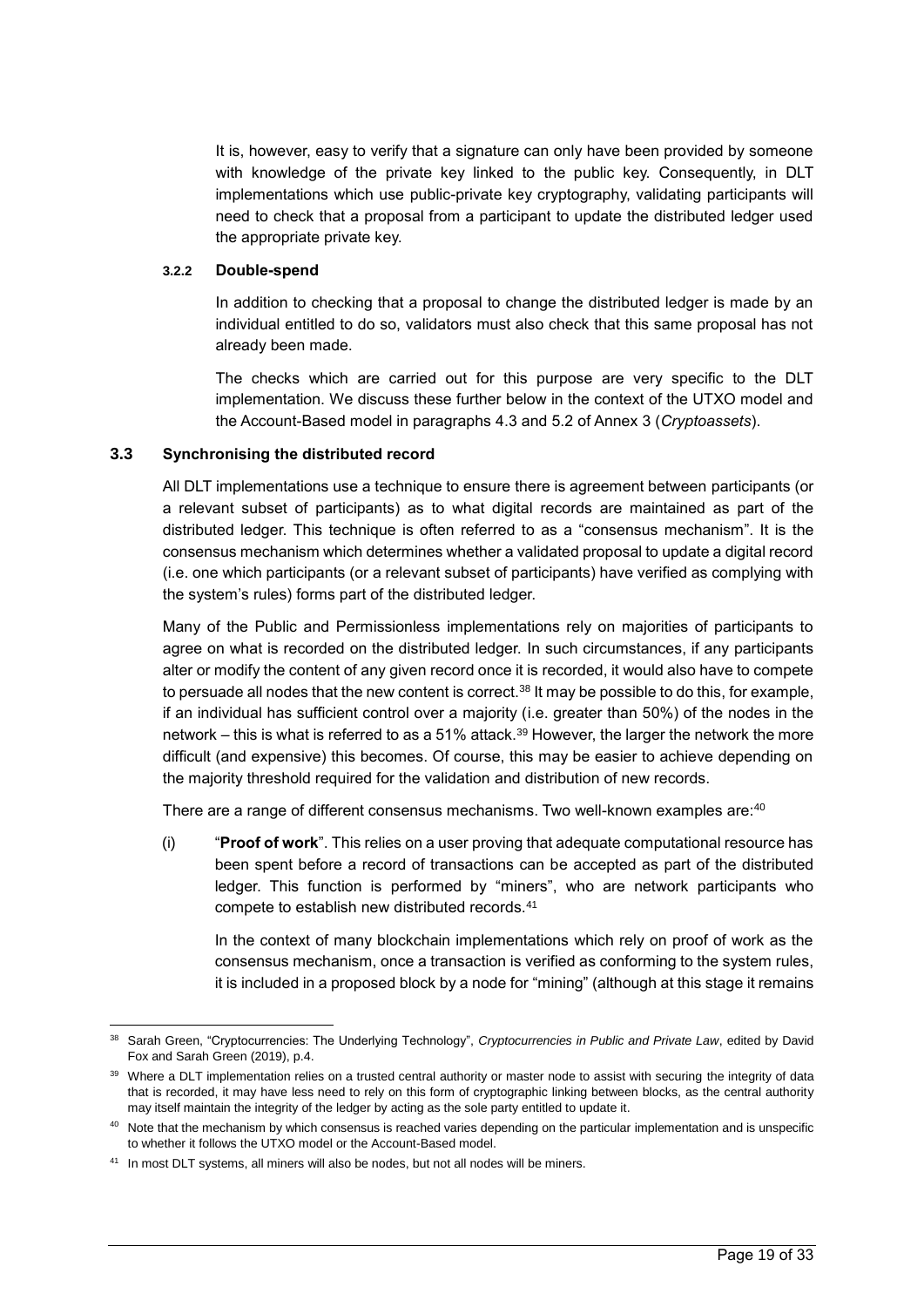It is, however, easy to verify that a signature can only have been provided by someone with knowledge of the private key linked to the public key. Consequently, in DLT implementations which use public-private key cryptography, validating participants will need to check that a proposal from a participant to update the distributed ledger used the appropriate private key.

#### 3.2.2 Double-spend

In addition to checking that a proposal to change the distributed ledger is made by an individual entitled to do so, validators must also check that this same proposal has not already been made.

The checks which are carried out for this purpose are very specific to the DLT implementation. We discuss these further below in the context of the UTXO model and the Account-Based model in paragraphs 4.3 and 5.2 of Annex 3 (*Cryptoassets*).

### 3.3 Synchronising the distributed record

All DLT implementations use a technique to ensure there is agreement between participants (or a relevant subset of participants) as to what digital records are maintained as part of the distributed ledger. This technique is often referred to as a "consensus mechanism". It is the consensus mechanism which determines whether a validated proposal to update a digital record (i.e. one which participants (or a relevant subset of participants) have verified as complying with the system's rules) forms part of the distributed ledger.

Many of the Public and Permissionless implementations rely on majorities of participants to agree on what is recorded on the distributed ledger. In such circumstances, if any participants alter or modify the content of any given record once it is recorded, it would also have to compete to persuade all nodes that the new content is correct.[38] It may be possible to do this, for example, if an individual has sufficient control over a majority (i.e. greater than 50%) of the nodes in the network – this is what is referred to as a 51% attack.[39] However, the larger the network the more difficult (and expensive) this becomes. Of course, this may be easier to achieve depending on the majority threshold required for the validation and distribution of new records.

There are a range of different consensus mechanisms. Two well-known examples are:[40]

(i) "**Proof of work**". This relies on a user proving that adequate computational resource has been spent before a record of transactions can be accepted as part of the distributed ledger. This function is performed by "miners", who are network participants who compete to establish new distributed records.[41]

In the context of many blockchain implementations which rely on proof of work as the consensus mechanism, once a transaction is verified as conforming to the system rules, it is included in a proposed block by a node for "mining" (although at this stage it remains

---

[38] Sarah Green, "Cryptocurrencies: The Underlying Technology", *Cryptocurrencies in Public and Private Law*, edited by David Fox and Sarah Green (2019), p.4.

[39] Where a DLT implementation relies on a trusted central authority or master node to assist with securing the integrity of data that is recorded, it may have less need to rely on this form of cryptographic linking between blocks, as the central authority may itself maintain the integrity of the ledger by acting as the sole party entitled to update it.

[40] Note that the mechanism by which consensus is reached varies depending on the particular implementation and is unspecific to whether it follows the UTXO model or the Account-Based model.

[41] In most DLT systems, all miners will also be nodes, but not all nodes will be miners.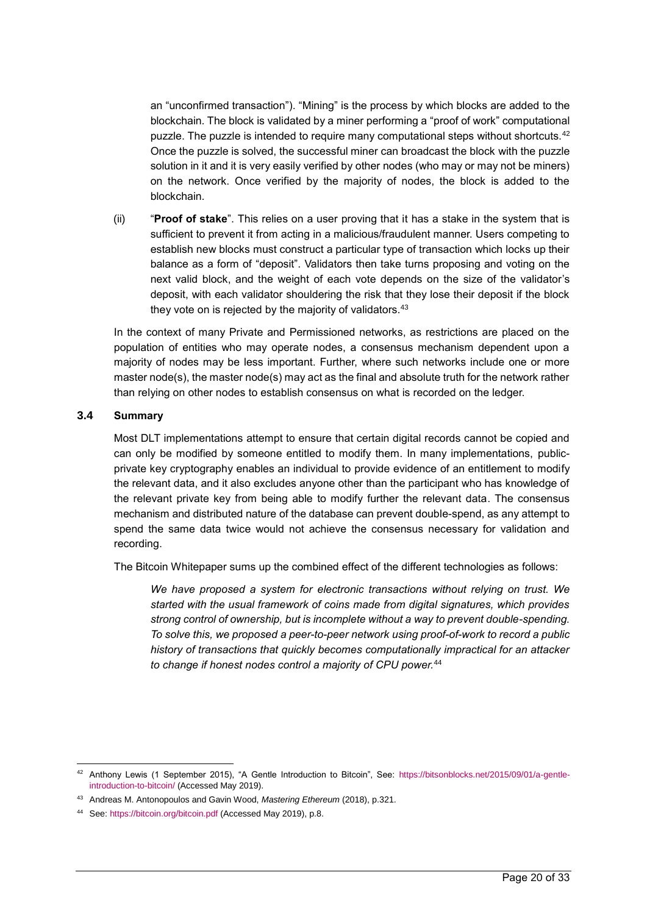an "unconfirmed transaction"). "Mining" is the process by which blocks are added to the blockchain. The block is validated by a miner performing a "proof of work" computational puzzle. The puzzle is intended to require many computational steps without shortcuts.[42] Once the puzzle is solved, the successful miner can broadcast the block with the puzzle solution in it and it is very easily verified by other nodes (who may or may not be miners) on the network. Once verified by the majority of nodes, the block is added to the blockchain.

(ii) "**Proof of stake**". This relies on a user proving that it has a stake in the system that is sufficient to prevent it from acting in a malicious/fraudulent manner. Users competing to establish new blocks must construct a particular type of transaction which locks up their balance as a form of "deposit". Validators then take turns proposing and voting on the next valid block, and the weight of each vote depends on the size of the validator's deposit, with each validator shouldering the risk that they lose their deposit if the block they vote on is rejected by the majority of validators.[43]

In the context of many Private and Permissioned networks, as restrictions are placed on the population of entities who may operate nodes, a consensus mechanism dependent upon a majority of nodes may be less important. Further, where such networks include one or more master node(s), the master node(s) may act as the final and absolute truth for the network rather than relying on other nodes to establish consensus on what is recorded on the ledger.

### 3.4 Summary

Most DLT implementations attempt to ensure that certain digital records cannot be copied and can only be modified by someone entitled to modify them. In many implementations, public-private key cryptography enables an individual to provide evidence of an entitlement to modify the relevant data, and it also excludes anyone other than the participant who has knowledge of the relevant private key from being able to modify further the relevant data. The consensus mechanism and distributed nature of the database can prevent double-spend, as any attempt to spend the same data twice would not achieve the consensus necessary for validation and recording.

The Bitcoin Whitepaper sums up the combined effect of the different technologies as follows:

> *We have proposed a system for electronic transactions without relying on trust. We started with the usual framework of coins made from digital signatures, which provides strong control of ownership, but is incomplete without a way to prevent double-spending. To solve this, we proposed a peer-to-peer network using proof-of-work to record a public history of transactions that quickly becomes computationally impractical for an attacker to change if honest nodes control a majority of CPU power.*[44]

---

[42] Anthony Lewis (1 September 2015), "A Gentle Introduction to Bitcoin", See: https://bitsonblocks.net/2015/09/01/a-gentle-introduction-to-bitcoin/ (Accessed May 2019).

[43] Andreas M. Antonopoulos and Gavin Wood, *Mastering Ethereum* (2018), p.321.

[44] See: https://bitcoin.org/bitcoin.pdf (Accessed May 2019), p.8.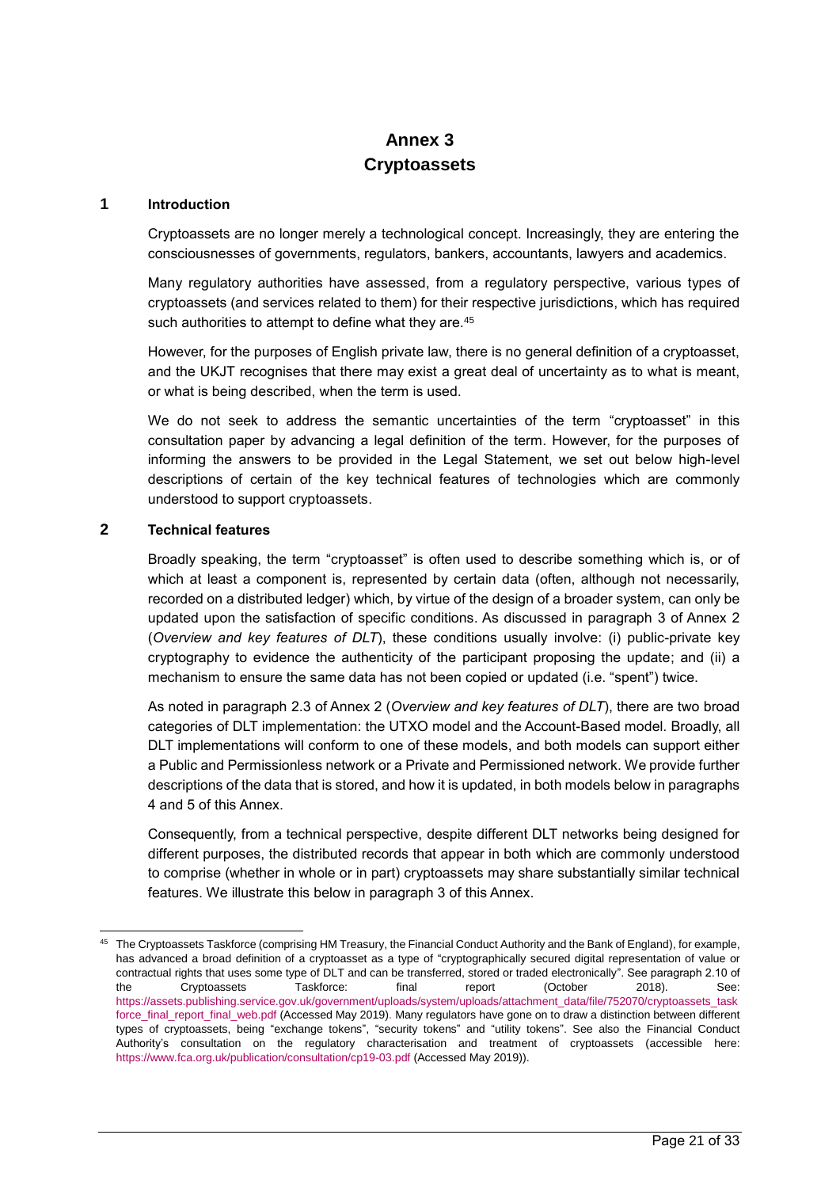# Annex 3
# Cryptoassets

## 1 Introduction

Cryptoassets are no longer merely a technological concept. Increasingly, they are entering the consciousnesses of governments, regulators, bankers, accountants, lawyers and academics.

Many regulatory authorities have assessed, from a regulatory perspective, various types of cryptoassets (and services related to them) for their respective jurisdictions, which has required such authorities to attempt to define what they are.[45]

However, for the purposes of English private law, there is no general definition of a cryptoasset, and the UKJT recognises that there may exist a great deal of uncertainty as to what is meant, or what is being described, when the term is used.

We do not seek to address the semantic uncertainties of the term "cryptoasset" in this consultation paper by advancing a legal definition of the term. However, for the purposes of informing the answers to be provided in the Legal Statement, we set out below high-level descriptions of certain of the key technical features of technologies which are commonly understood to support cryptoassets.

## 2 Technical features

Broadly speaking, the term "cryptoasset" is often used to describe something which is, or of which at least a component is, represented by certain data (often, although not necessarily, recorded on a distributed ledger) which, by virtue of the design of a broader system, can only be updated upon the satisfaction of specific conditions. As discussed in paragraph 3 of Annex 2 (*Overview and key features of DLT*), these conditions usually involve: (i) public-private key cryptography to evidence the authenticity of the participant proposing the update; and (ii) a mechanism to ensure the same data has not been copied or updated (i.e. "spent") twice.

As noted in paragraph 2.3 of Annex 2 (*Overview and key features of DLT*), there are two broad categories of DLT implementation: the UTXO model and the Account-Based model. Broadly, all DLT implementations will conform to one of these models, and both models can support either a Public and Permissionless network or a Private and Permissioned network. We provide further descriptions of the data that is stored, and how it is updated, in both models below in paragraphs 4 and 5 of this Annex.

Consequently, from a technical perspective, despite different DLT networks being designed for different purposes, the distributed records that appear in both which are commonly understood to comprise (whether in whole or in part) cryptoassets may share substantially similar technical features. We illustrate this below in paragraph 3 of this Annex.

---

[45] The Cryptoassets Taskforce (comprising HM Treasury, the Financial Conduct Authority and the Bank of England), for example, has advanced a broad definition of a cryptoasset as a type of "cryptographically secured digital representation of value or contractual rights that uses some type of DLT and can be transferred, stored or traded electronically". See paragraph 2.10 of the Cryptoassets Taskforce: final report (October 2018). See: https://assets.publishing.service.gov.uk/government/uploads/system/uploads/attachment_data/file/752070/cryptoassets_taskforce_final_report_final_web.pdf (Accessed May 2019). Many regulators have gone on to draw a distinction between different types of cryptoassets, being "exchange tokens", "security tokens" and "utility tokens". See also the Financial Conduct Authority's consultation on the regulatory characterisation and treatment of cryptoassets (accessible here: https://www.fca.org.uk/publication/consultation/cp19-03.pdf (Accessed May 2019)).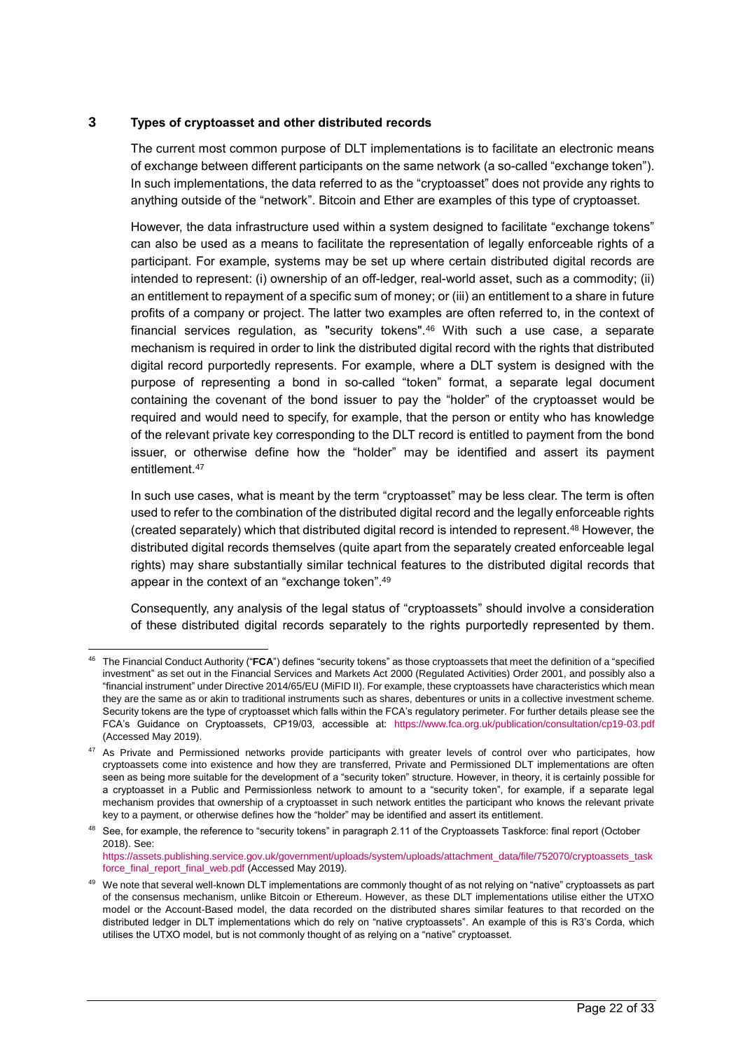## 3 Types of cryptoasset and other distributed records

The current most common purpose of DLT implementations is to facilitate an electronic means of exchange between different participants on the same network (a so-called "exchange token"). In such implementations, the data referred to as the "cryptoasset" does not provide any rights to anything outside of the "network". Bitcoin and Ether are examples of this type of cryptoasset.

However, the data infrastructure used within a system designed to facilitate "exchange tokens" can also be used as a means to facilitate the representation of legally enforceable rights of a participant. For example, systems may be set up where certain distributed digital records are intended to represent: (i) ownership of an off-ledger, real-world asset, such as a commodity; (ii) an entitlement to repayment of a specific sum of money; or (iii) an entitlement to a share in future profits of a company or project. The latter two examples are often referred to, in the context of financial services regulation, as "security tokens".[46] With such a use case, a separate mechanism is required in order to link the distributed digital record with the rights that distributed digital record purportedly represents. For example, where a DLT system is designed with the purpose of representing a bond in so-called "token" format, a separate legal document containing the covenant of the bond issuer to pay the "holder" of the cryptoasset would be required and would need to specify, for example, that the person or entity who has knowledge of the relevant private key corresponding to the DLT record is entitled to payment from the bond issuer, or otherwise define how the "holder" may be identified and assert its payment entitlement.[47]

In such use cases, what is meant by the term "cryptoasset" may be less clear. The term is often used to refer to the combination of the distributed digital record and the legally enforceable rights (created separately) which that distributed digital record is intended to represent.[48] However, the distributed digital records themselves (quite apart from the separately created enforceable legal rights) may share substantially similar technical features to the distributed digital records that appear in the context of an "exchange token".[49]

Consequently, any analysis of the legal status of "cryptoassets" should involve a consideration of these distributed digital records separately to the rights purportedly represented by them.

---

[46] The Financial Conduct Authority ("**FCA**") defines "security tokens" as those cryptoassets that meet the definition of a "specified investment" as set out in the Financial Services and Markets Act 2000 (Regulated Activities) Order 2001, and possibly also a "financial instrument" under Directive 2014/65/EU (MiFID II). For example, these cryptoassets have characteristics which mean they are the same as or akin to traditional instruments such as shares, debentures or units in a collective investment scheme. Security tokens are the type of cryptoasset which falls within the FCA's regulatory perimeter. For further details please see the FCA's Guidance on Cryptoassets, CP19/03, accessible at: https://www.fca.org.uk/publication/consultation/cp19-03.pdf (Accessed May 2019).

[47] As Private and Permissioned networks provide participants with greater levels of control over who participates, how cryptoassets come into existence and how they are transferred, Private and Permissioned DLT implementations are often seen as being more suitable for the development of a "security token" structure. However, in theory, it is certainly possible for a cryptoasset in a Public and Permissionless network to amount to a "security token", for example, if a separate legal mechanism provides that ownership of a cryptoasset in such network entitles the participant who knows the relevant private key to a payment, or otherwise defines how the "holder" may be identified and assert its entitlement.

[48] See, for example, the reference to "security tokens" in paragraph 2.11 of the Cryptoassets Taskforce: final report (October 2018). See: https://assets.publishing.service.gov.uk/government/uploads/system/uploads/attachment_data/file/752070/cryptoassets_taskforce_final_report_final_web.pdf (Accessed May 2019).

[49] We note that several well-known DLT implementations are commonly thought of as not relying on "native" cryptoassets as part of the consensus mechanism, unlike Bitcoin or Ethereum. However, as these DLT implementations utilise either the UTXO model or the Account-Based model, the data recorded on the distributed shares similar features to that recorded on the distributed ledger in DLT implementations which do rely on "native cryptoassets". An example of this is R3's Corda, which utilises the UTXO model, but is not commonly thought of as relying on a "native" cryptoasset.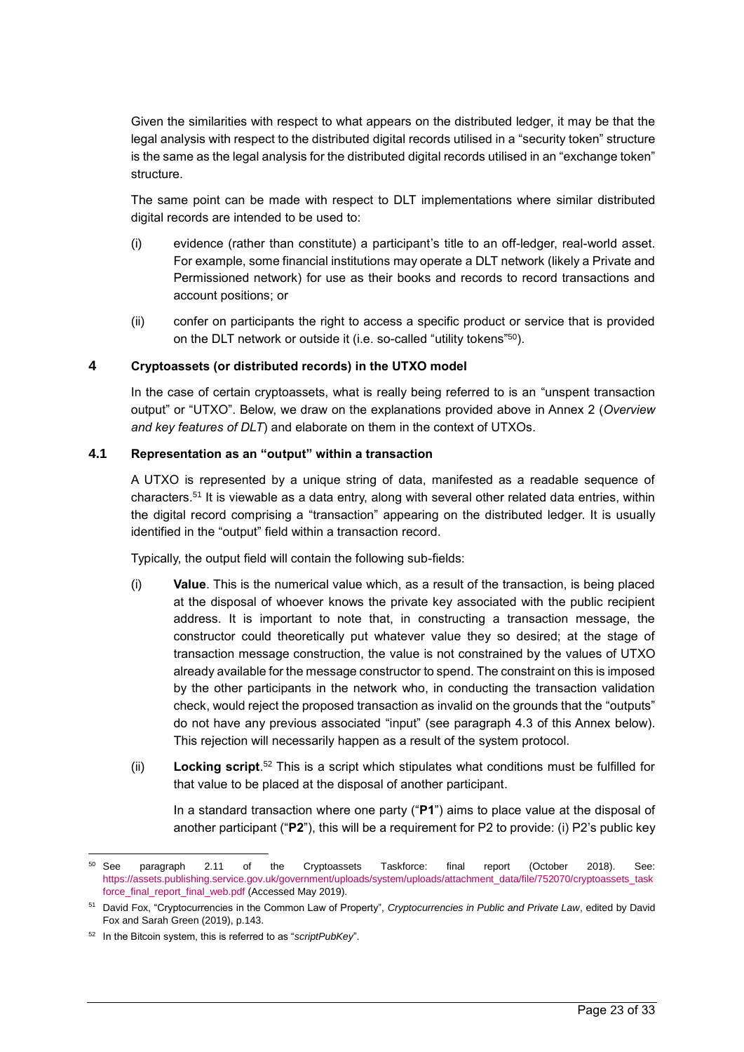Given the similarities with respect to what appears on the distributed ledger, it may be that the legal analysis with respect to the distributed digital records utilised in a "security token" structure is the same as the legal analysis for the distributed digital records utilised in an "exchange token" structure.

The same point can be made with respect to DLT implementations where similar distributed digital records are intended to be used to:

(i) evidence (rather than constitute) a participant's title to an off-ledger, real-world asset. For example, some financial institutions may operate a DLT network (likely a Private and Permissioned network) for use as their books and records to record transactions and account positions; or

(ii) confer on participants the right to access a specific product or service that is provided on the DLT network or outside it (i.e. so-called "utility tokens"[50]).

## 4 Cryptoassets (or distributed records) in the UTXO model

In the case of certain cryptoassets, what is really being referred to is an "unspent transaction output" or "UTXO". Below, we draw on the explanations provided above in Annex 2 (*Overview and key features of DLT*) and elaborate on them in the context of UTXOs.

### 4.1 Representation as an "output" within a transaction

A UTXO is represented by a unique string of data, manifested as a readable sequence of characters.[51] It is viewable as a data entry, along with several other related data entries, within the digital record comprising a "transaction" appearing on the distributed ledger. It is usually identified in the "output" field within a transaction record.

Typically, the output field will contain the following sub-fields:

(i) **Value**. This is the numerical value which, as a result of the transaction, is being placed at the disposal of whoever knows the private key associated with the public recipient address. It is important to note that, in constructing a transaction message, the constructor could theoretically put whatever value they so desired; at the stage of transaction message construction, the value is not constrained by the values of UTXO already available for the message constructor to spend. The constraint on this is imposed by the other participants in the network who, in conducting the transaction validation check, would reject the proposed transaction as invalid on the grounds that the "outputs" do not have any previous associated "input" (see paragraph 4.3 of this Annex below). This rejection will necessarily happen as a result of the system protocol.

(ii) **Locking script**.[52] This is a script which stipulates what conditions must be fulfilled for that value to be placed at the disposal of another participant.

In a standard transaction where one party ("**P1**") aims to place value at the disposal of another participant ("**P2**"), this will be a requirement for P2 to provide: (i) P2's public key

---

[50] See paragraph 2.11 of the Cryptoassets Taskforce: final report (October 2018). See: https://assets.publishing.service.gov.uk/government/uploads/system/uploads/attachment_data/file/752070/cryptoassets_taskforce_final_report_final_web.pdf (Accessed May 2019).

[51] David Fox, "Cryptocurrencies in the Common Law of Property", *Cryptocurrencies in Public and Private Law*, edited by David Fox and Sarah Green (2019), p.143.

[52] In the Bitcoin system, this is referred to as "*scriptPubKey*".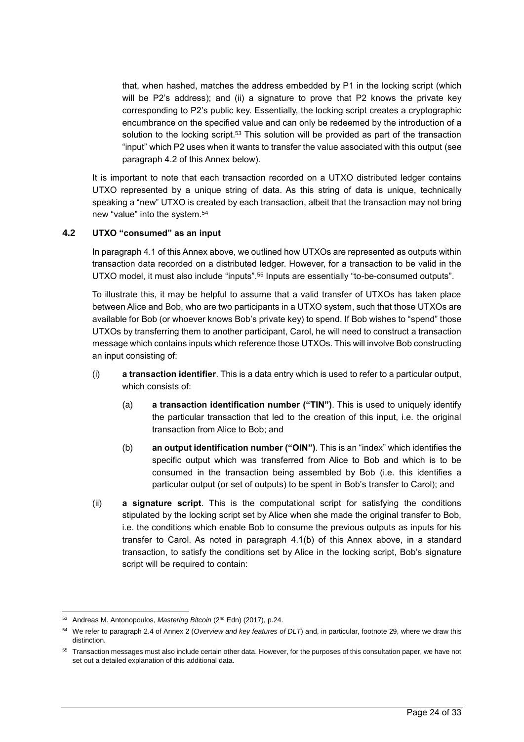that, when hashed, matches the address embedded by P1 in the locking script (which will be P2's address); and (ii) a signature to prove that P2 knows the private key corresponding to P2's public key. Essentially, the locking script creates a cryptographic encumbrance on the specified value and can only be redeemed by the introduction of a solution to the locking script.[53] This solution will be provided as part of the transaction "input" which P2 uses when it wants to transfer the value associated with this output (see paragraph 4.2 of this Annex below).

It is important to note that each transaction recorded on a UTXO distributed ledger contains UTXO represented by a unique string of data. As this string of data is unique, technically speaking a "new" UTXO is created by each transaction, albeit that the transaction may not bring new "value" into the system.[54]

### 4.2 UTXO "consumed" as an input

In paragraph 4.1 of this Annex above, we outlined how UTXOs are represented as outputs within transaction data recorded on a distributed ledger. However, for a transaction to be valid in the UTXO model, it must also include "inputs".[55] Inputs are essentially "to-be-consumed outputs".

To illustrate this, it may be helpful to assume that a valid transfer of UTXOs has taken place between Alice and Bob, who are two participants in a UTXO system, such that those UTXOs are available for Bob (or whoever knows Bob's private key) to spend. If Bob wishes to "spend" those UTXOs by transferring them to another participant, Carol, he will need to construct a transaction message which contains inputs which reference those UTXOs. This will involve Bob constructing an input consisting of:

(i) **a transaction identifier**. This is a data entry which is used to refer to a particular output, which consists of:

   (a) **a transaction identification number ("TIN")**. This is used to uniquely identify the particular transaction that led to the creation of this input, i.e. the original transaction from Alice to Bob; and

   (b) **an output identification number ("OIN")**. This is an "index" which identifies the specific output which was transferred from Alice to Bob and which is to be consumed in the transaction being assembled by Bob (i.e. this identifies a particular output (or set of outputs) to be spent in Bob's transfer to Carol); and

(ii) **a signature script**. This is the computational script for satisfying the conditions stipulated by the locking script set by Alice when she made the original transfer to Bob, i.e. the conditions which enable Bob to consume the previous outputs as inputs for his transfer to Carol. As noted in paragraph 4.1(b) of this Annex above, in a standard transaction, to satisfy the conditions set by Alice in the locking script, Bob's signature script will be required to contain:

---

[53] Andreas M. Antonopoulos, *Mastering Bitcoin* (2nd Edn) (2017), p.24.

[54] We refer to paragraph 2.4 of Annex 2 (*Overview and key features of DLT*) and, in particular, footnote 29, where we draw this distinction.

[55] Transaction messages must also include certain other data. However, for the purposes of this consultation paper, we have not set out a detailed explanation of this additional data.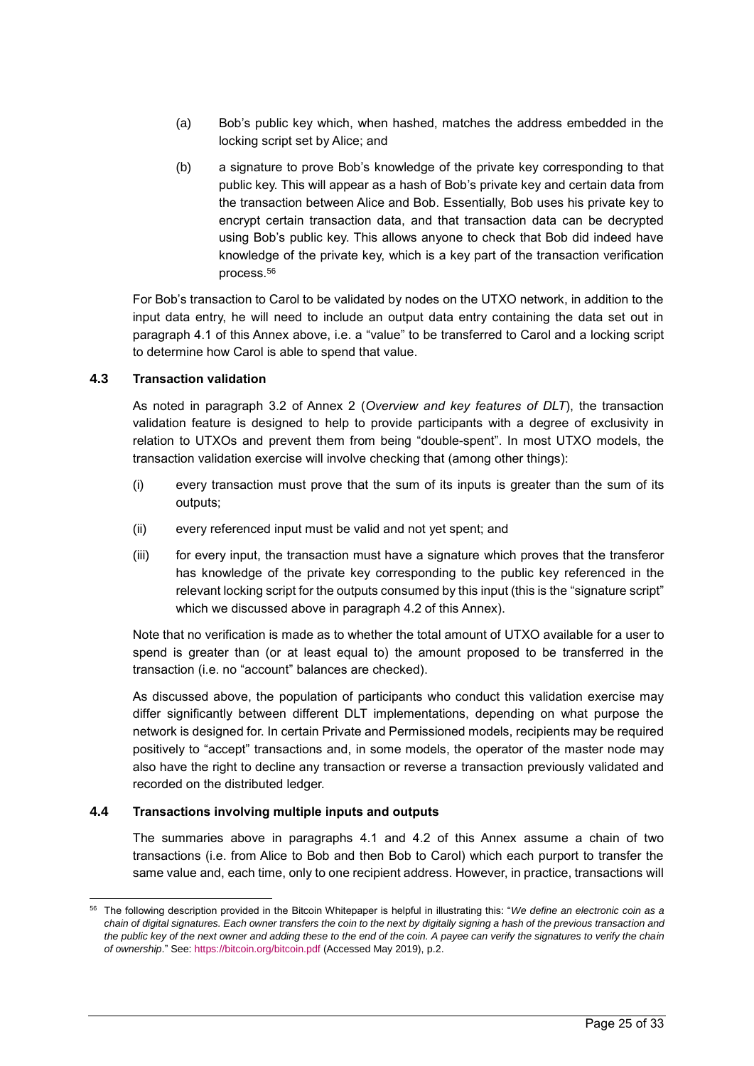(a) Bob's public key which, when hashed, matches the address embedded in the locking script set by Alice; and

(b) a signature to prove Bob's knowledge of the private key corresponding to that public key. This will appear as a hash of Bob's private key and certain data from the transaction between Alice and Bob. Essentially, Bob uses his private key to encrypt certain transaction data, and that transaction data can be decrypted using Bob's public key. This allows anyone to check that Bob did indeed have knowledge of the private key, which is a key part of the transaction verification process.[56]

For Bob's transaction to Carol to be validated by nodes on the UTXO network, in addition to the input data entry, he will need to include an output data entry containing the data set out in paragraph 4.1 of this Annex above, i.e. a "value" to be transferred to Carol and a locking script to determine how Carol is able to spend that value.

### 4.3 Transaction validation

As noted in paragraph 3.2 of Annex 2 (*Overview and key features of DLT*), the transaction validation feature is designed to help to provide participants with a degree of exclusivity in relation to UTXOs and prevent them from being "double-spent". In most UTXO models, the transaction validation exercise will involve checking that (among other things):

(i) every transaction must prove that the sum of its inputs is greater than the sum of its outputs;

(ii) every referenced input must be valid and not yet spent; and

(iii) for every input, the transaction must have a signature which proves that the transferor has knowledge of the private key corresponding to the public key referenced in the relevant locking script for the outputs consumed by this input (this is the "signature script" which we discussed above in paragraph 4.2 of this Annex).

Note that no verification is made as to whether the total amount of UTXO available for a user to spend is greater than (or at least equal to) the amount proposed to be transferred in the transaction (i.e. no "account" balances are checked).

As discussed above, the population of participants who conduct this validation exercise may differ significantly between different DLT implementations, depending on what purpose the network is designed for. In certain Private and Permissioned models, recipients may be required positively to "accept" transactions and, in some models, the operator of the master node may also have the right to decline any transaction or reverse a transaction previously validated and recorded on the distributed ledger.

### 4.4 Transactions involving multiple inputs and outputs

The summaries above in paragraphs 4.1 and 4.2 of this Annex assume a chain of two transactions (i.e. from Alice to Bob and then Bob to Carol) which each purport to transfer the same value and, each time, only to one recipient address. However, in practice, transactions will

---

[56] The following description provided in the Bitcoin Whitepaper is helpful in illustrating this: "*We define an electronic coin as a chain of digital signatures. Each owner transfers the coin to the next by digitally signing a hash of the previous transaction and the public key of the next owner and adding these to the end of the coin. A payee can verify the signatures to verify the chain of ownership*." See: https://bitcoin.org/bitcoin.pdf (Accessed May 2019), p.2.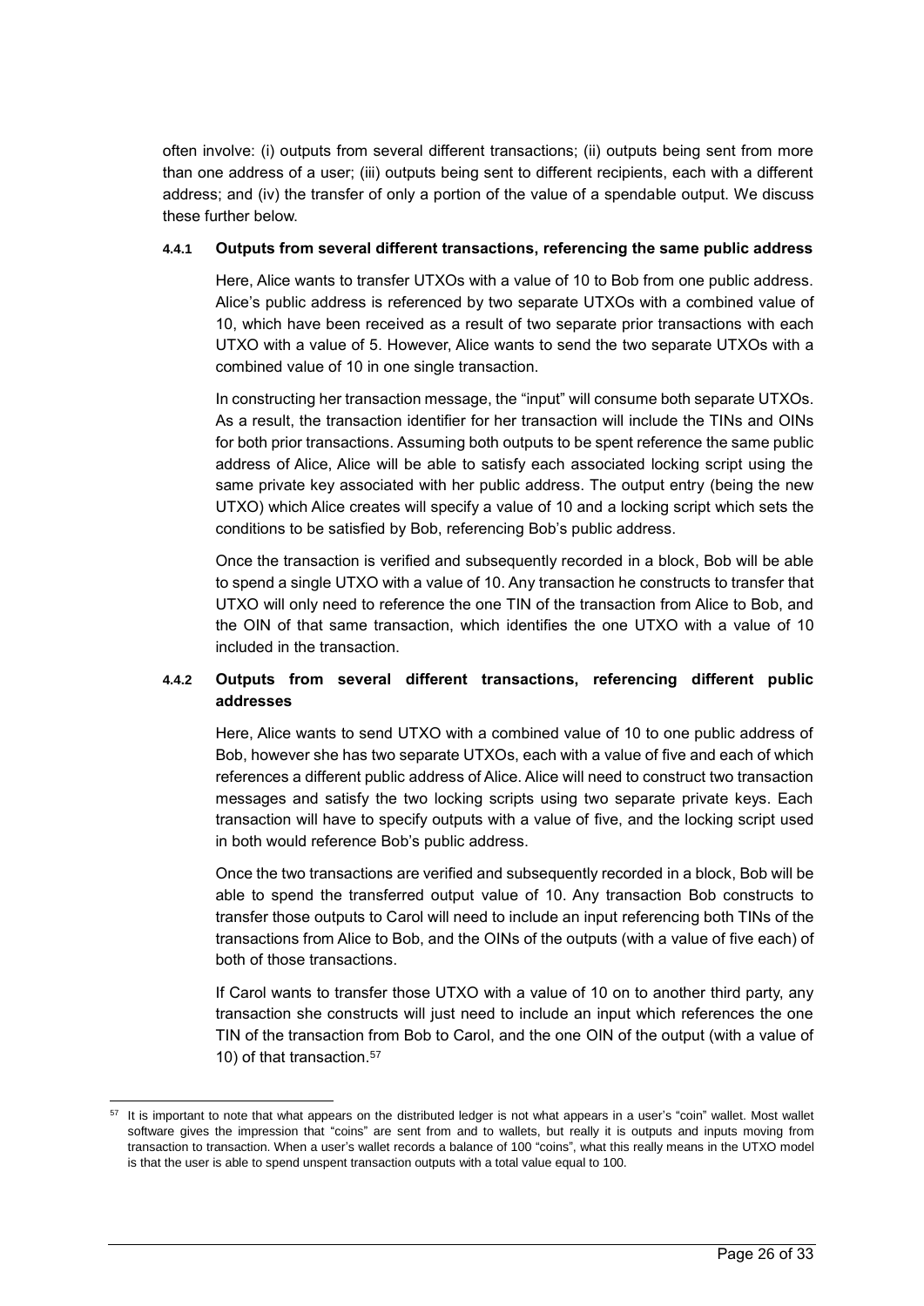often involve: (i) outputs from several different transactions; (ii) outputs being sent from more than one address of a user; (iii) outputs being sent to different recipients, each with a different address; and (iv) the transfer of only a portion of the value of a spendable output. We discuss these further below.

#### 4.4.1 Outputs from several different transactions, referencing the same public address

Here, Alice wants to transfer UTXOs with a value of 10 to Bob from one public address. Alice's public address is referenced by two separate UTXOs with a combined value of 10, which have been received as a result of two separate prior transactions with each UTXO with a value of 5. However, Alice wants to send the two separate UTXOs with a combined value of 10 in one single transaction.

In constructing her transaction message, the "input" will consume both separate UTXOs. As a result, the transaction identifier for her transaction will include the TINs and OINs for both prior transactions. Assuming both outputs to be spent reference the same public address of Alice, Alice will be able to satisfy each associated locking script using the same private key associated with her public address. The output entry (being the new UTXO) which Alice creates will specify a value of 10 and a locking script which sets the conditions to be satisfied by Bob, referencing Bob's public address.

Once the transaction is verified and subsequently recorded in a block, Bob will be able to spend a single UTXO with a value of 10. Any transaction he constructs to transfer that UTXO will only need to reference the one TIN of the transaction from Alice to Bob, and the OIN of that same transaction, which identifies the one UTXO with a value of 10 included in the transaction.

#### 4.4.2 Outputs from several different transactions, referencing different public addresses

Here, Alice wants to send UTXO with a combined value of 10 to one public address of Bob, however she has two separate UTXOs, each with a value of five and each of which references a different public address of Alice. Alice will need to construct two transaction messages and satisfy the two locking scripts using two separate private keys. Each transaction will have to specify outputs with a value of five, and the locking script used in both would reference Bob's public address.

Once the two transactions are verified and subsequently recorded in a block, Bob will be able to spend the transferred output value of 10. Any transaction Bob constructs to transfer those outputs to Carol will need to include an input referencing both TINs of the transactions from Alice to Bob, and the OINs of the outputs (with a value of five each) of both of those transactions.

If Carol wants to transfer those UTXO with a value of 10 on to another third party, any transaction she constructs will just need to include an input which references the one TIN of the transaction from Bob to Carol, and the one OIN of the output (with a value of 10) of that transaction.[57]

---

[57] It is important to note that what appears on the distributed ledger is not what appears in a user's "coin" wallet. Most wallet software gives the impression that "coins" are sent from and to wallets, but really it is outputs and inputs moving from transaction to transaction. When a user's wallet records a balance of 100 "coins", what this really means in the UTXO model is that the user is able to spend unspent transaction outputs with a total value equal to 100.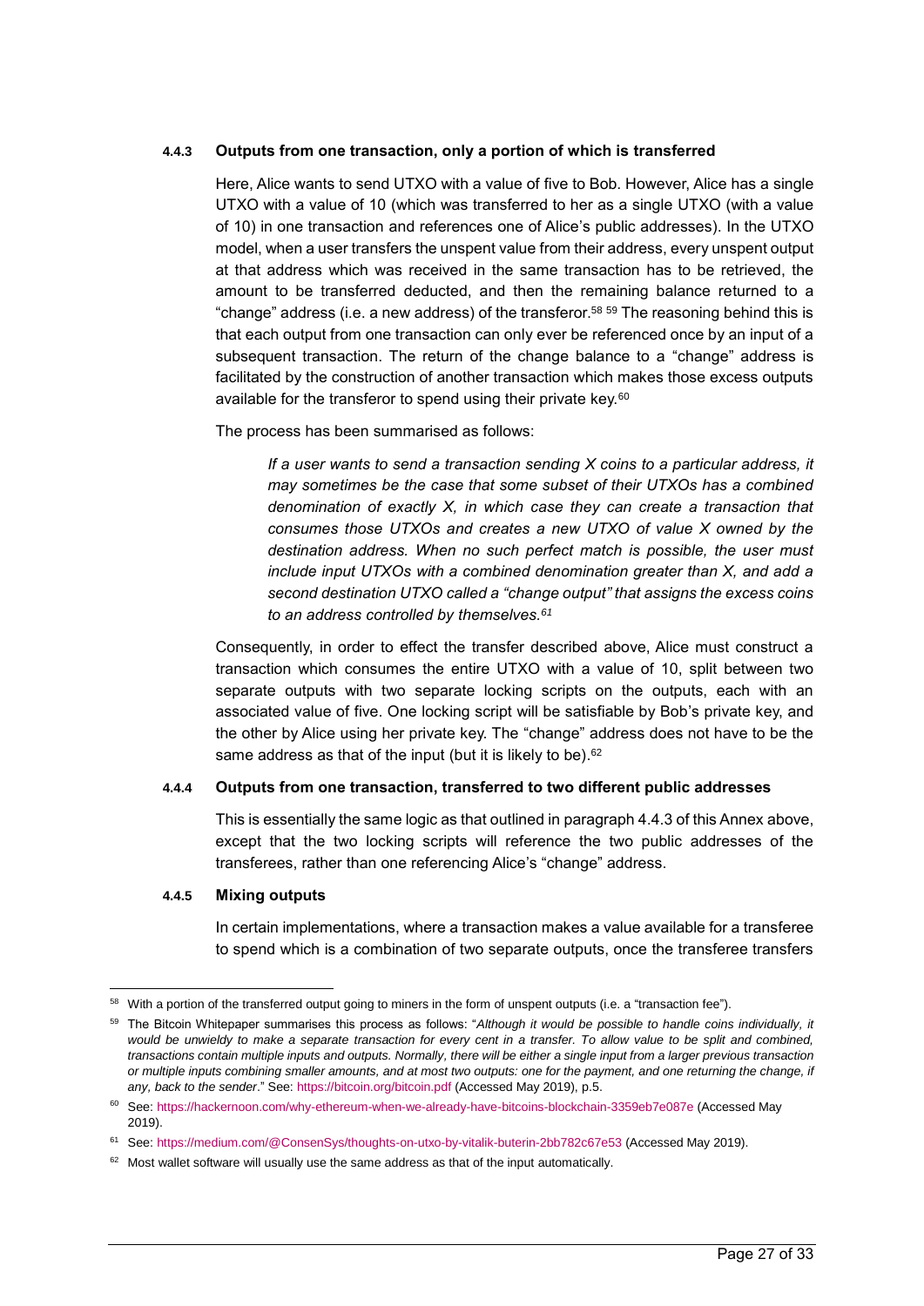#### 4.4.3 Outputs from one transaction, only a portion of which is transferred

Here, Alice wants to send UTXO with a value of five to Bob. However, Alice has a single UTXO with a value of 10 (which was transferred to her as a single UTXO (with a value of 10) in one transaction and references one of Alice's public addresses). In the UTXO model, when a user transfers the unspent value from their address, every unspent output at that address which was received in the same transaction has to be retrieved, the amount to be transferred deducted, and then the remaining balance returned to a "change" address (i.e. a new address) of the transferor.[58] [59] The reasoning behind this is that each output from one transaction can only ever be referenced once by an input of a subsequent transaction. The return of the change balance to a "change" address is facilitated by the construction of another transaction which makes those excess outputs available for the transferor to spend using their private key.[60]

The process has been summarised as follows:

> *If a user wants to send a transaction sending X coins to a particular address, it may sometimes be the case that some subset of their UTXOs has a combined denomination of exactly X, in which case they can create a transaction that consumes those UTXOs and creates a new UTXO of value X owned by the destination address. When no such perfect match is possible, the user must include input UTXOs with a combined denomination greater than X, and add a second destination UTXO called a "change output" that assigns the excess coins to an address controlled by themselves.*[61]

Consequently, in order to effect the transfer described above, Alice must construct a transaction which consumes the entire UTXO with a value of 10, split between two separate outputs with two separate locking scripts on the outputs, each with an associated value of five. One locking script will be satisfiable by Bob's private key, and the other by Alice using her private key. The "change" address does not have to be the same address as that of the input (but it is likely to be).[62]

#### 4.4.4 Outputs from one transaction, transferred to two different public addresses

This is essentially the same logic as that outlined in paragraph 4.4.3 of this Annex above, except that the two locking scripts will reference the two public addresses of the transferees, rather than one referencing Alice's "change" address.

#### 4.4.5 Mixing outputs

In certain implementations, where a transaction makes a value available for a transferee to spend which is a combination of two separate outputs, once the transferee transfers

---

[58] With a portion of the transferred output going to miners in the form of unspent outputs (i.e. a "transaction fee").

[59] The Bitcoin Whitepaper summarises this process as follows: "*Although it would be possible to handle coins individually, it would be unwieldy to make a separate transaction for every cent in a transfer. To allow value to be split and combined, transactions contain multiple inputs and outputs. Normally, there will be either a single input from a larger previous transaction or multiple inputs combining smaller amounts, and at most two outputs: one for the payment, and one returning the change, if any, back to the sender*." See: https://bitcoin.org/bitcoin.pdf (Accessed May 2019), p.5.

[60] See: https://hackernoon.com/why-ethereum-when-we-already-have-bitcoins-blockchain-3359eb7e087e (Accessed May 2019).

[61] See: https://medium.com/@ConsenSys/thoughts-on-utxo-by-vitalik-buterin-2bb782c67e53 (Accessed May 2019).

[62] Most wallet software will usually use the same address as that of the input automatically.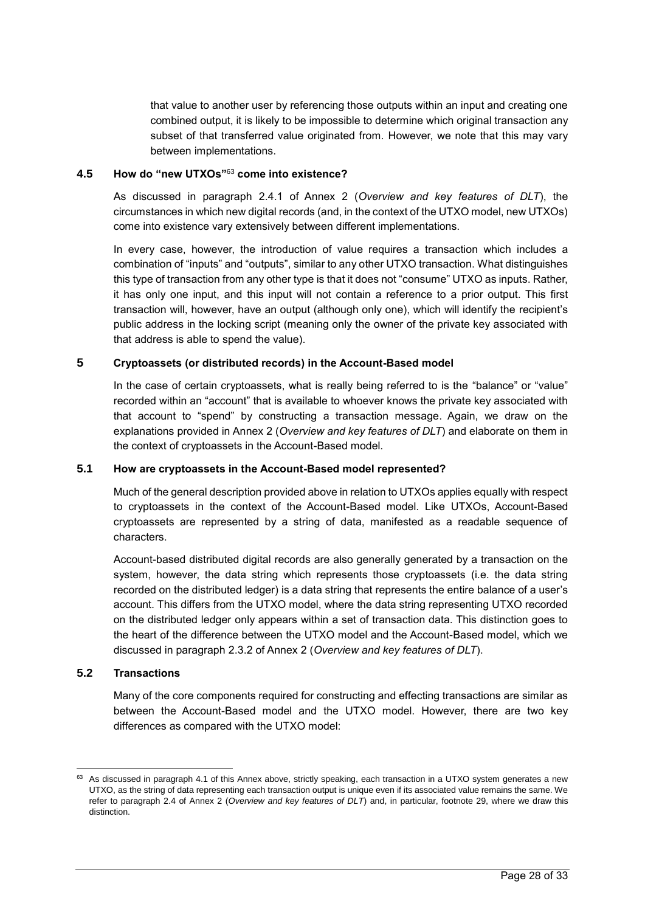that value to another user by referencing those outputs within an input and creating one combined output, it is likely to be impossible to determine which original transaction any subset of that transferred value originated from. However, we note that this may vary between implementations.

### 4.5 How do "new UTXOs"[63] come into existence?

As discussed in paragraph 2.4.1 of Annex 2 (*Overview and key features of DLT*), the circumstances in which new digital records (and, in the context of the UTXO model, new UTXOs) come into existence vary extensively between different implementations.

In every case, however, the introduction of value requires a transaction which includes a combination of "inputs" and "outputs", similar to any other UTXO transaction. What distinguishes this type of transaction from any other type is that it does not "consume" UTXO as inputs. Rather, it has only one input, and this input will not contain a reference to a prior output. This first transaction will, however, have an output (although only one), which will identify the recipient's public address in the locking script (meaning only the owner of the private key associated with that address is able to spend the value).

## 5 Cryptoassets (or distributed records) in the Account-Based model

In the case of certain cryptoassets, what is really being referred to is the "balance" or "value" recorded within an "account" that is available to whoever knows the private key associated with that account to "spend" by constructing a transaction message. Again, we draw on the explanations provided in Annex 2 (*Overview and key features of DLT*) and elaborate on them in the context of cryptoassets in the Account-Based model.

### 5.1 How are cryptoassets in the Account-Based model represented?

Much of the general description provided above in relation to UTXOs applies equally with respect to cryptoassets in the context of the Account-Based model. Like UTXOs, Account-Based cryptoassets are represented by a string of data, manifested as a readable sequence of characters.

Account-based distributed digital records are also generally generated by a transaction on the system, however, the data string which represents those cryptoassets (i.e. the data string recorded on the distributed ledger) is a data string that represents the entire balance of a user's account. This differs from the UTXO model, where the data string representing UTXO recorded on the distributed ledger only appears within a set of transaction data. This distinction goes to the heart of the difference between the UTXO model and the Account-Based model, which we discussed in paragraph 2.3.2 of Annex 2 (*Overview and key features of DLT*).

### 5.2 Transactions

Many of the core components required for constructing and effecting transactions are similar as between the Account-Based model and the UTXO model. However, there are two key differences as compared with the UTXO model:

---

[63] As discussed in paragraph 4.1 of this Annex above, strictly speaking, each transaction in a UTXO system generates a new UTXO, as the string of data representing each transaction output is unique even if its associated value remains the same. We refer to paragraph 2.4 of Annex 2 (*Overview and key features of DLT*) and, in particular, footnote 29, where we draw this distinction.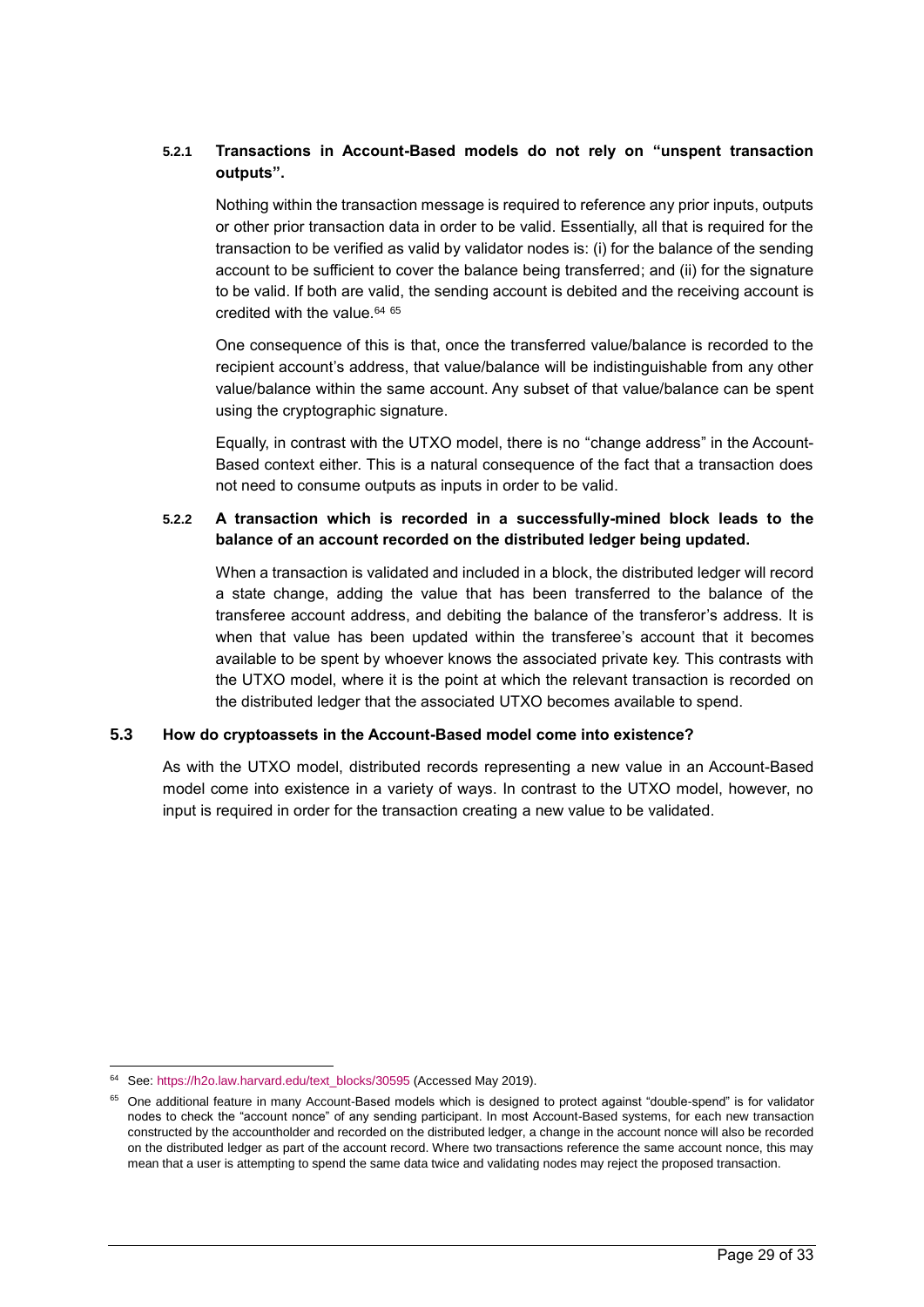#### 5.2.1 Transactions in Account-Based models do not rely on "unspent transaction outputs".

Nothing within the transaction message is required to reference any prior inputs, outputs or other prior transaction data in order to be valid. Essentially, all that is required for the transaction to be verified as valid by validator nodes is: (i) for the balance of the sending account to be sufficient to cover the balance being transferred; and (ii) for the signature to be valid. If both are valid, the sending account is debited and the receiving account is credited with the value.[64] [65]

One consequence of this is that, once the transferred value/balance is recorded to the recipient account's address, that value/balance will be indistinguishable from any other value/balance within the same account. Any subset of that value/balance can be spent using the cryptographic signature.

Equally, in contrast with the UTXO model, there is no "change address" in the Account-Based context either. This is a natural consequence of the fact that a transaction does not need to consume outputs as inputs in order to be valid.

#### 5.2.2 A transaction which is recorded in a successfully-mined block leads to the balance of an account recorded on the distributed ledger being updated.

When a transaction is validated and included in a block, the distributed ledger will record a state change, adding the value that has been transferred to the balance of the transferee account address, and debiting the balance of the transferor's address. It is when that value has been updated within the transferee's account that it becomes available to be spent by whoever knows the associated private key. This contrasts with the UTXO model, where it is the point at which the relevant transaction is recorded on the distributed ledger that the associated UTXO becomes available to spend.

### 5.3 How do cryptoassets in the Account-Based model come into existence?

As with the UTXO model, distributed records representing a new value in an Account-Based model come into existence in a variety of ways. In contrast to the UTXO model, however, no input is required in order for the transaction creating a new value to be validated.

---

[64] See: https://h2o.law.harvard.edu/text_blocks/30595 (Accessed May 2019).

[65] One additional feature in many Account-Based models which is designed to protect against "double-spend" is for validator nodes to check the "account nonce" of any sending participant. In most Account-Based systems, for each new transaction constructed by the accountholder and recorded on the distributed ledger, a change in the account nonce will also be recorded on the distributed ledger as part of the account record. Where two transactions reference the same account nonce, this may mean that a user is attempting to spend the same data twice and validating nodes may reject the proposed transaction.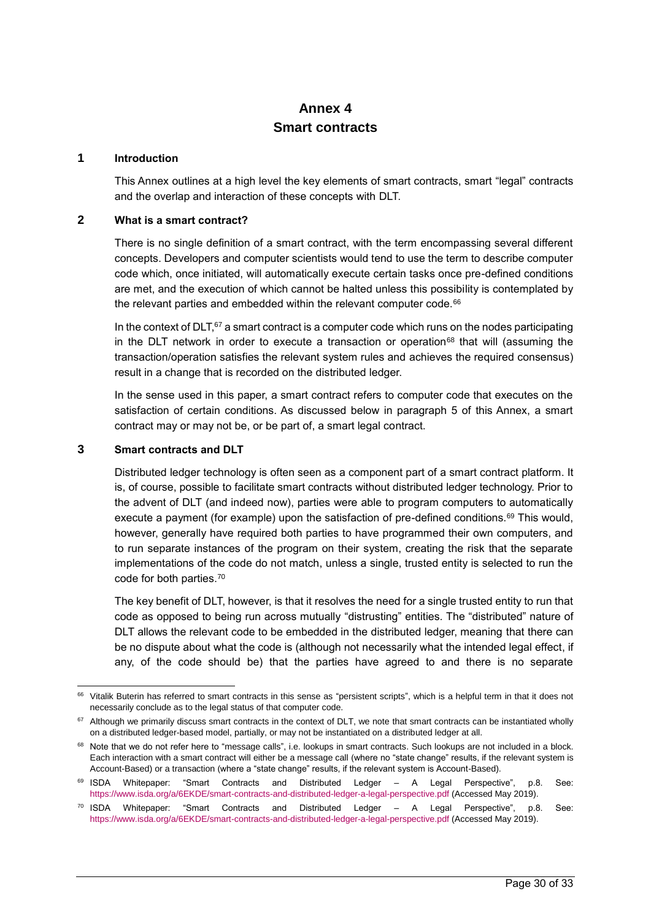# Annex 4
# Smart contracts

## 1 Introduction

This Annex outlines at a high level the key elements of smart contracts, smart "legal" contracts and the overlap and interaction of these concepts with DLT.

## 2 What is a smart contract?

There is no single definition of a smart contract, with the term encompassing several different concepts. Developers and computer scientists would tend to use the term to describe computer code which, once initiated, will automatically execute certain tasks once pre-defined conditions are met, and the execution of which cannot be halted unless this possibility is contemplated by the relevant parties and embedded within the relevant computer code.[66]

In the context of DLT,[67] a smart contract is a computer code which runs on the nodes participating in the DLT network in order to execute a transaction or operation[68] that will (assuming the transaction/operation satisfies the relevant system rules and achieves the required consensus) result in a change that is recorded on the distributed ledger.

In the sense used in this paper, a smart contract refers to computer code that executes on the satisfaction of certain conditions. As discussed below in paragraph 5 of this Annex, a smart contract may or may not be, or be part of, a smart legal contract.

## 3 Smart contracts and DLT

Distributed ledger technology is often seen as a component part of a smart contract platform. It is, of course, possible to facilitate smart contracts without distributed ledger technology. Prior to the advent of DLT (and indeed now), parties were able to program computers to automatically execute a payment (for example) upon the satisfaction of pre-defined conditions.[69] This would, however, generally have required both parties to have programmed their own computers, and to run separate instances of the program on their system, creating the risk that the separate implementations of the code do not match, unless a single, trusted entity is selected to run the code for both parties.[70]

The key benefit of DLT, however, is that it resolves the need for a single trusted entity to run that code as opposed to being run across mutually "distrusting" entities. The "distributed" nature of DLT allows the relevant code to be embedded in the distributed ledger, meaning that there can be no dispute about what the code is (although not necessarily what the intended legal effect, if any, of the code should be) that the parties have agreed to and there is no separate

---

[66] Vitalik Buterin has referred to smart contracts in this sense as "persistent scripts", which is a helpful term in that it does not necessarily conclude as to the legal status of that computer code.

[67] Although we primarily discuss smart contracts in the context of DLT, we note that smart contracts can be instantiated wholly on a distributed ledger-based model, partially, or may not be instantiated on a distributed ledger at all.

[68] Note that we do not refer here to "message calls", i.e. lookups in smart contracts. Such lookups are not included in a block. Each interaction with a smart contract will either be a message call (where no "state change" results, if the relevant system is Account-Based) or a transaction (where a "state change" results, if the relevant system is Account-Based).

[69] ISDA Whitepaper: "Smart Contracts and Distributed Ledger – A Legal Perspective", p.8. See: https://www.isda.org/a/6EKDE/smart-contracts-and-distributed-ledger-a-legal-perspective.pdf (Accessed May 2019).

[70] ISDA Whitepaper: "Smart Contracts and Distributed Ledger – A Legal Perspective", p.8. See: https://www.isda.org/a/6EKDE/smart-contracts-and-distributed-ledger-a-legal-perspective.pdf (Accessed May 2019).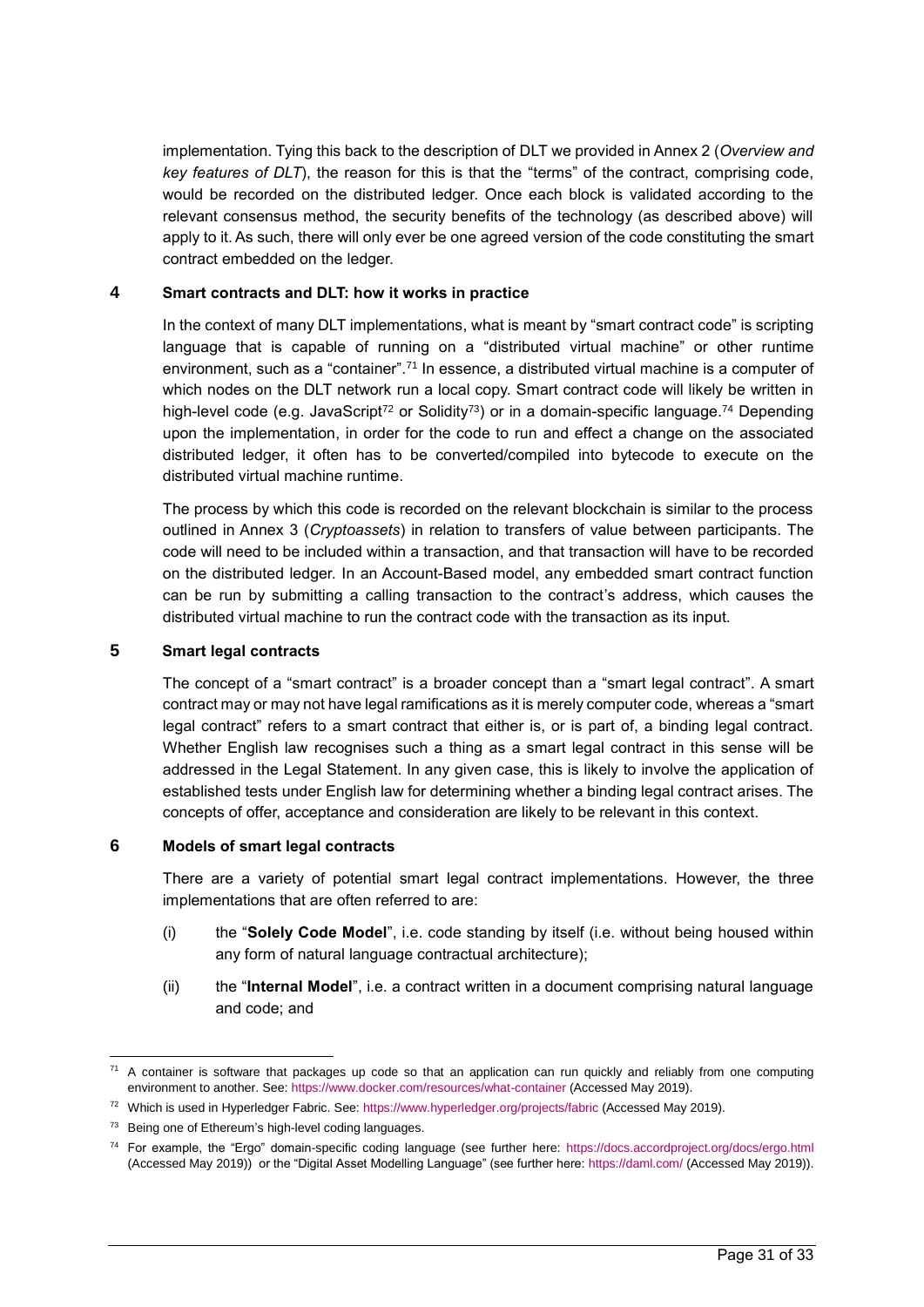implementation. Tying this back to the description of DLT we provided in Annex 2 (*Overview and key features of DLT*), the reason for this is that the "terms" of the contract, comprising code, would be recorded on the distributed ledger. Once each block is validated according to the relevant consensus method, the security benefits of the technology (as described above) will apply to it. As such, there will only ever be one agreed version of the code constituting the smart contract embedded on the ledger.

## 4 Smart contracts and DLT: how it works in practice

In the context of many DLT implementations, what is meant by "smart contract code" is scripting language that is capable of running on a "distributed virtual machine" or other runtime environment, such as a "container".[71] In essence, a distributed virtual machine is a computer of which nodes on the DLT network run a local copy. Smart contract code will likely be written in high-level code (e.g. JavaScript[72] or Solidity[73]) or in a domain-specific language.[74] Depending upon the implementation, in order for the code to run and effect a change on the associated distributed ledger, it often has to be converted/compiled into bytecode to execute on the distributed virtual machine runtime.

The process by which this code is recorded on the relevant blockchain is similar to the process outlined in Annex 3 (*Cryptoassets*) in relation to transfers of value between participants. The code will need to be included within a transaction, and that transaction will have to be recorded on the distributed ledger. In an Account-Based model, any embedded smart contract function can be run by submitting a calling transaction to the contract's address, which causes the distributed virtual machine to run the contract code with the transaction as its input.

## 5 Smart legal contracts

The concept of a "smart contract" is a broader concept than a "smart legal contract". A smart contract may or may not have legal ramifications as it is merely computer code, whereas a "smart legal contract" refers to a smart contract that either is, or is part of, a binding legal contract. Whether English law recognises such a thing as a smart legal contract in this sense will be addressed in the Legal Statement. In any given case, this is likely to involve the application of established tests under English law for determining whether a binding legal contract arises. The concepts of offer, acceptance and consideration are likely to be relevant in this context.

## 6 Models of smart legal contracts

There are a variety of potential smart legal contract implementations. However, the three implementations that are often referred to are:

(i) the "**Solely Code Model**", i.e. code standing by itself (i.e. without being housed within any form of natural language contractual architecture);

(ii) the "**Internal Model**", i.e. a contract written in a document comprising natural language and code; and

---

[71] A container is software that packages up code so that an application can run quickly and reliably from one computing environment to another. See: https://www.docker.com/resources/what-container (Accessed May 2019).

[72] Which is used in Hyperledger Fabric. See: https://www.hyperledger.org/projects/fabric (Accessed May 2019).

[73] Being one of Ethereum's high-level coding languages.

[74] For example, the "Ergo" domain-specific coding language (see further here: https://docs.accordproject.org/docs/ergo.html (Accessed May 2019)) or the "Digital Asset Modelling Language" (see further here: https://daml.com/ (Accessed May 2019)).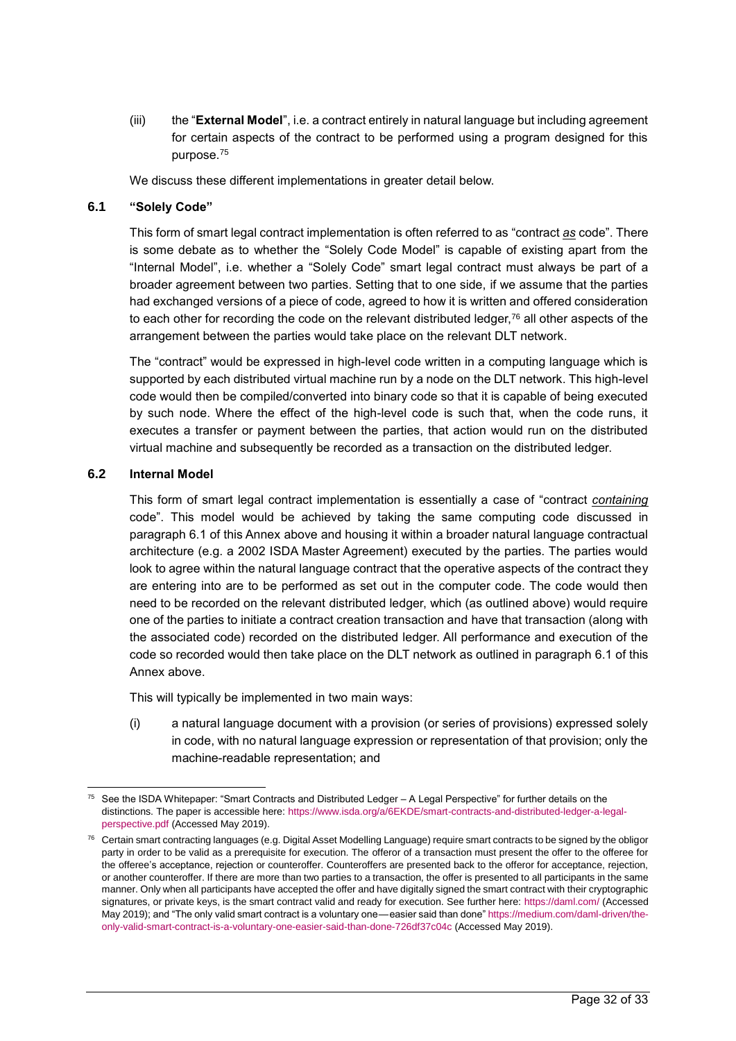(iii) the "**External Model**", i.e. a contract entirely in natural language but including agreement for certain aspects of the contract to be performed using a program designed for this purpose.[75]

We discuss these different implementations in greater detail below.

## 6.1 "Solely Code"

This form of smart legal contract implementation is often referred to as "contract *as* code". There is some debate as to whether the "Solely Code Model" is capable of existing apart from the "Internal Model", i.e. whether a "Solely Code" smart legal contract must always be part of a broader agreement between two parties. Setting that to one side, if we assume that the parties had exchanged versions of a piece of code, agreed to how it is written and offered consideration to each other for recording the code on the relevant distributed ledger,[76] all other aspects of the arrangement between the parties would take place on the relevant DLT network.

The "contract" would be expressed in high-level code written in a computing language which is supported by each distributed virtual machine run by a node on the DLT network. This high-level code would then be compiled/converted into binary code so that it is capable of being executed by such node. Where the effect of the high-level code is such that, when the code runs, it executes a transfer or payment between the parties, that action would run on the distributed virtual machine and subsequently be recorded as a transaction on the distributed ledger.

## 6.2 Internal Model

This form of smart legal contract implementation is essentially a case of "contract *containing* code". This model would be achieved by taking the same computing code discussed in paragraph 6.1 of this Annex above and housing it within a broader natural language contractual architecture (e.g. a 2002 ISDA Master Agreement) executed by the parties. The parties would look to agree within the natural language contract that the operative aspects of the contract they are entering into are to be performed as set out in the computer code. The code would then need to be recorded on the relevant distributed ledger, which (as outlined above) would require one of the parties to initiate a contract creation transaction and have that transaction (along with the associated code) recorded on the distributed ledger. All performance and execution of the code so recorded would then take place on the DLT network as outlined in paragraph 6.1 of this Annex above.

This will typically be implemented in two main ways:

(i) a natural language document with a provision (or series of provisions) expressed solely in code, with no natural language expression or representation of that provision; only the machine-readable representation; and

---

[75] See the ISDA Whitepaper: "Smart Contracts and Distributed Ledger – A Legal Perspective" for further details on the distinctions. The paper is accessible here: https://www.isda.org/a/6EKDE/smart-contracts-and-distributed-ledger-a-legal-perspective.pdf (Accessed May 2019).

[76] Certain smart contracting languages (e.g. Digital Asset Modelling Language) require smart contracts to be signed by the obligor party in order to be valid as a prerequisite for execution. The offeror of a transaction must present the offer to the offeree for the offeree's acceptance, rejection or counteroffer. Counteroffers are presented back to the offeror for acceptance, rejection, or another counteroffer. If there are more than two parties to a transaction, the offer is presented to all participants in the same manner. Only when all participants have accepted the offer and have digitally signed the smart contract with their cryptographic signatures, or private keys, is the smart contract valid and ready for execution. See further here: https://daml.com/ (Accessed May 2019); and "The only valid smart contract is a voluntary one—easier said than done" https://medium.com/daml-driven/the-only-valid-smart-contract-is-a-voluntary-one-easier-said-than-done-726df37c04c (Accessed May 2019).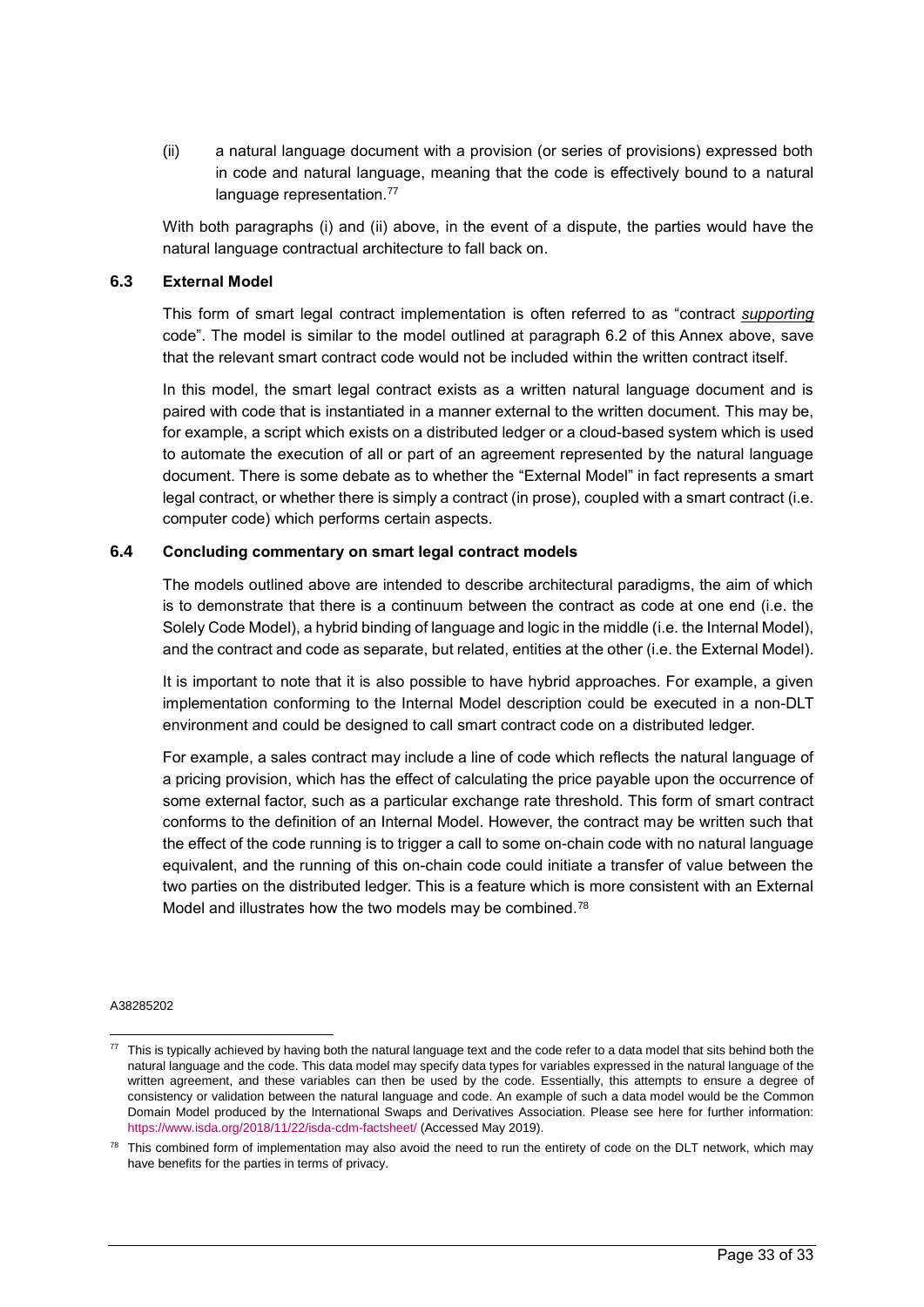(ii) a natural language document with a provision (or series of provisions) expressed both in code and natural language, meaning that the code is effectively bound to a natural language representation.[77]

With both paragraphs (i) and (ii) above, in the event of a dispute, the parties would have the natural language contractual architecture to fall back on.

### 6.3 External Model

This form of smart legal contract implementation is often referred to as "contract ***supporting*** code". The model is similar to the model outlined at paragraph 6.2 of this Annex above, save that the relevant smart contract code would not be included within the written contract itself.

In this model, the smart legal contract exists as a written natural language document and is paired with code that is instantiated in a manner external to the written document. This may be, for example, a script which exists on a distributed ledger or a cloud-based system which is used to automate the execution of all or part of an agreement represented by the natural language document. There is some debate as to whether the "External Model" in fact represents a smart legal contract, or whether there is simply a contract (in prose), coupled with a smart contract (i.e. computer code) which performs certain aspects.

### 6.4 Concluding commentary on smart legal contract models

The models outlined above are intended to describe architectural paradigms, the aim of which is to demonstrate that there is a continuum between the contract as code at one end (i.e. the Solely Code Model), a hybrid binding of language and logic in the middle (i.e. the Internal Model), and the contract and code as separate, but related, entities at the other (i.e. the External Model).

It is important to note that it is also possible to have hybrid approaches. For example, a given implementation conforming to the Internal Model description could be executed in a non-DLT environment and could be designed to call smart contract code on a distributed ledger.

For example, a sales contract may include a line of code which reflects the natural language of a pricing provision, which has the effect of calculating the price payable upon the occurrence of some external factor, such as a particular exchange rate threshold. This form of smart contract conforms to the definition of an Internal Model. However, the contract may be written such that the effect of the code running is to trigger a call to some on-chain code with no natural language equivalent, and the running of this on-chain code could initiate a transfer of value between the two parties on the distributed ledger. This is a feature which is more consistent with an External Model and illustrates how the two models may be combined.[78]

A38285202

---

[77] This is typically achieved by having both the natural language text and the code refer to a data model that sits behind both the natural language and the code. This data model may specify data types for variables expressed in the natural language of the written agreement, and these variables can then be used by the code. Essentially, this attempts to ensure a degree of consistency or validation between the natural language and code. An example of such a data model would be the Common Domain Model produced by the International Swaps and Derivatives Association. Please see here for further information: https://www.isda.org/2018/11/22/isda-cdm-factsheet/ (Accessed May 2019).

[78] This combined form of implementation may also avoid the need to run the entirety of code on the DLT network, which may have benefits for the parties in terms of privacy.